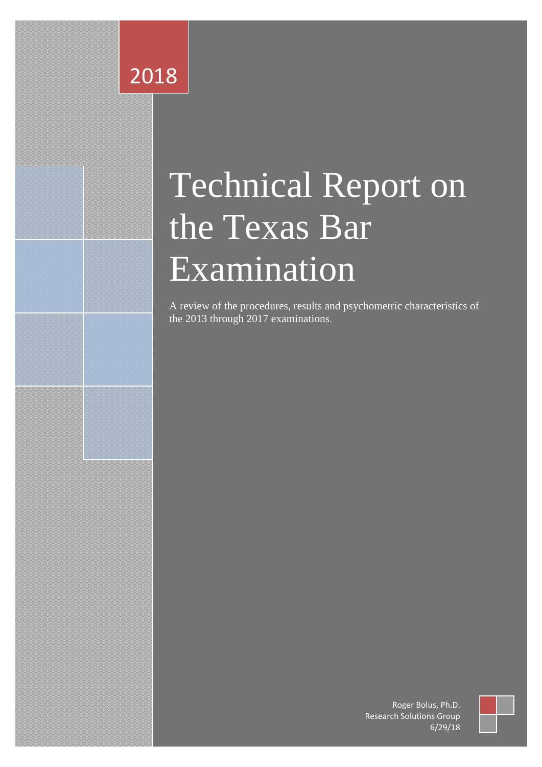2018

# Technical Report on the Texas Bar Examination

A review of the procedures, results and psychometric characteristics of the 2013 through 2017 examinations.

Roger Bolus, Ph.D.
Research Solutions Group
6/29/18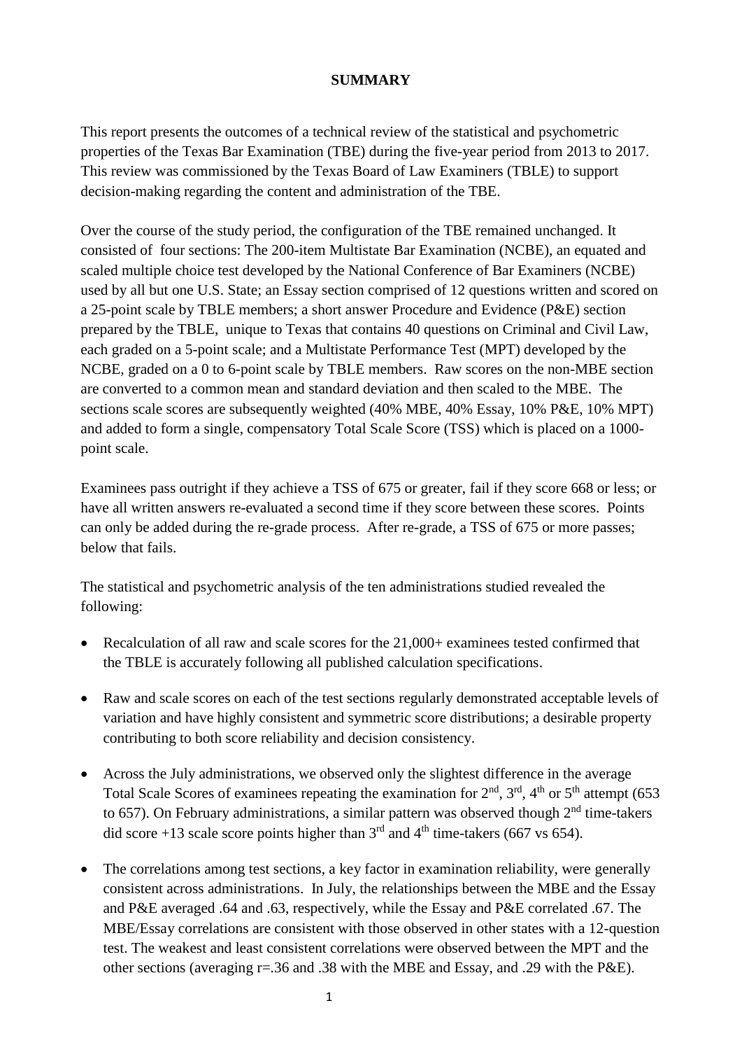**SUMMARY**

This report presents the outcomes of a technical review of the statistical and psychometric properties of the Texas Bar Examination (TBE) during the five-year period from 2013 to 2017. This review was commissioned by the Texas Board of Law Examiners (TBLE) to support decision-making regarding the content and administration of the TBE.

Over the course of the study period, the configuration of the TBE remained unchanged. It consisted of four sections: The 200-item Multistate Bar Examination (NCBE), an equated and scaled multiple choice test developed by the National Conference of Bar Examiners (NCBE) used by all but one U.S. State; an Essay section comprised of 12 questions written and scored on a 25-point scale by TBLE members; a short answer Procedure and Evidence (P&E) section prepared by the TBLE, unique to Texas that contains 40 questions on Criminal and Civil Law, each graded on a 5-point scale; and a Multistate Performance Test (MPT) developed by the NCBE, graded on a 0 to 6-point scale by TBLE members. Raw scores on the non-MBE section are converted to a common mean and standard deviation and then scaled to the MBE. The sections scale scores are subsequently weighted (40% MBE, 40% Essay, 10% P&E, 10% MPT) and added to form a single, compensatory Total Scale Score (TSS) which is placed on a 1000-point scale.

Examinees pass outright if they achieve a TSS of 675 or greater, fail if they score 668 or less; or have all written answers re-evaluated a second time if they score between these scores. Points can only be added during the re-grade process. After re-grade, a TSS of 675 or more passes; below that fails.

The statistical and psychometric analysis of the ten administrations studied revealed the following:

- Recalculation of all raw and scale scores for the 21,000+ examinees tested confirmed that the TBLE is accurately following all published calculation specifications.
- Raw and scale scores on each of the test sections regularly demonstrated acceptable levels of variation and have highly consistent and symmetric score distributions; a desirable property contributing to both score reliability and decision consistency.
- Across the July administrations, we observed only the slightest difference in the average Total Scale Scores of examinees repeating the examination for 2nd, 3rd, 4th or 5th attempt (653 to 657). On February administrations, a similar pattern was observed though 2nd time-takers did score +13 scale score points higher than 3rd and 4th time-takers (667 vs 654).
- The correlations among test sections, a key factor in examination reliability, were generally consistent across administrations. In July, the relationships between the MBE and the Essay and P&E averaged .64 and .63, respectively, while the Essay and P&E correlated .67. The MBE/Essay correlations are consistent with those observed in other states with a 12-question test. The weakest and least consistent correlations were observed between the MPT and the other sections (averaging r=.36 and .38 with the MBE and Essay, and .29 with the P&E).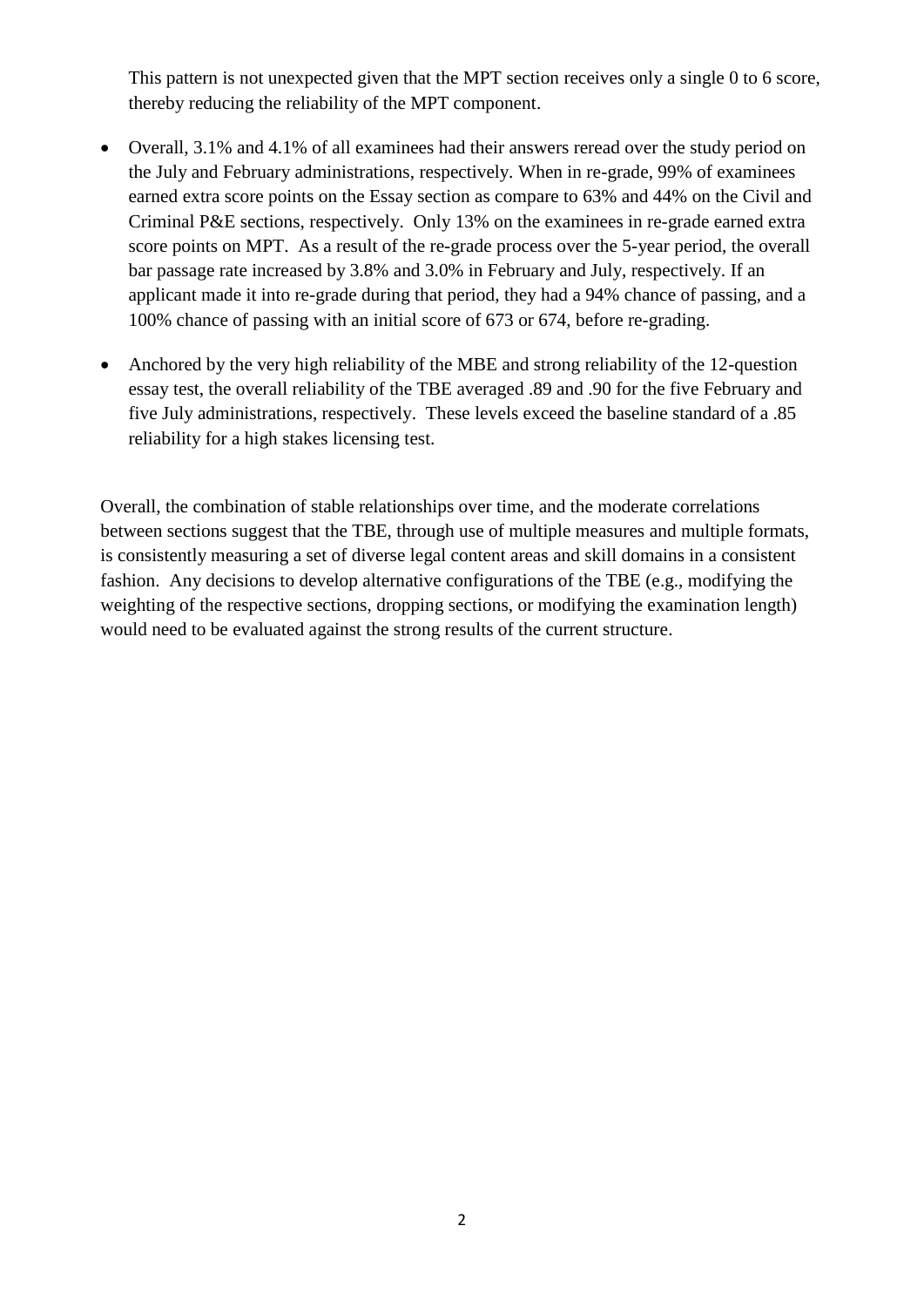This pattern is not unexpected given that the MPT section receives only a single 0 to 6 score, thereby reducing the reliability of the MPT component.

- Overall, 3.1% and 4.1% of all examinees had their answers reread over the study period on the July and February administrations, respectively. When in re-grade, 99% of examinees earned extra score points on the Essay section as compare to 63% and 44% on the Civil and Criminal P&E sections, respectively. Only 13% on the examinees in re-grade earned extra score points on MPT. As a result of the re-grade process over the 5-year period, the overall bar passage rate increased by 3.8% and 3.0% in February and July, respectively. If an applicant made it into re-grade during that period, they had a 94% chance of passing, and a 100% chance of passing with an initial score of 673 or 674, before re-grading.
- Anchored by the very high reliability of the MBE and strong reliability of the 12-question essay test, the overall reliability of the TBE averaged .89 and .90 for the five February and five July administrations, respectively. These levels exceed the baseline standard of a .85 reliability for a high stakes licensing test.

Overall, the combination of stable relationships over time, and the moderate correlations between sections suggest that the TBE, through use of multiple measures and multiple formats, is consistently measuring a set of diverse legal content areas and skill domains in a consistent fashion. Any decisions to develop alternative configurations of the TBE (e.g., modifying the weighting of the respective sections, dropping sections, or modifying the examination length) would need to be evaluated against the strong results of the current structure.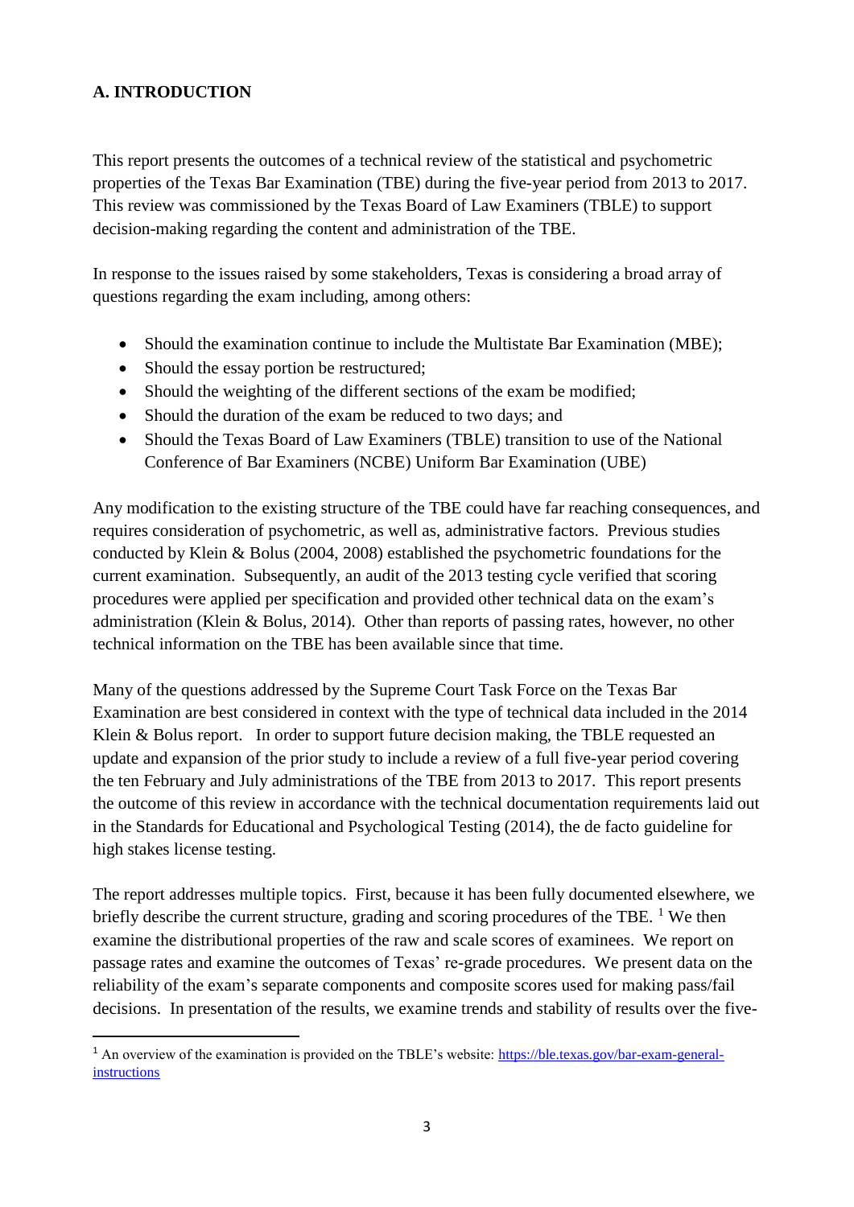## A. INTRODUCTION

This report presents the outcomes of a technical review of the statistical and psychometric properties of the Texas Bar Examination (TBE) during the five-year period from 2013 to 2017. This review was commissioned by the Texas Board of Law Examiners (TBLE) to support decision-making regarding the content and administration of the TBE.

In response to the issues raised by some stakeholders, Texas is considering a broad array of questions regarding the exam including, among others:

- Should the examination continue to include the Multistate Bar Examination (MBE);
- Should the essay portion be restructured;
- Should the weighting of the different sections of the exam be modified;
- Should the duration of the exam be reduced to two days; and
- Should the Texas Board of Law Examiners (TBLE) transition to use of the National Conference of Bar Examiners (NCBE) Uniform Bar Examination (UBE)

Any modification to the existing structure of the TBE could have far reaching consequences, and requires consideration of psychometric, as well as, administrative factors. Previous studies conducted by Klein & Bolus (2004, 2008) established the psychometric foundations for the current examination. Subsequently, an audit of the 2013 testing cycle verified that scoring procedures were applied per specification and provided other technical data on the exam's administration (Klein & Bolus, 2014). Other than reports of passing rates, however, no other technical information on the TBE has been available since that time.

Many of the questions addressed by the Supreme Court Task Force on the Texas Bar Examination are best considered in context with the type of technical data included in the 2014 Klein & Bolus report. In order to support future decision making, the TBLE requested an update and expansion of the prior study to include a review of a full five-year period covering the ten February and July administrations of the TBE from 2013 to 2017. This report presents the outcome of this review in accordance with the technical documentation requirements laid out in the Standards for Educational and Psychological Testing (2014), the de facto guideline for high stakes license testing.

The report addresses multiple topics. First, because it has been fully documented elsewhere, we briefly describe the current structure, grading and scoring procedures of the TBE. [1] We then examine the distributional properties of the raw and scale scores of examinees. We report on passage rates and examine the outcomes of Texas' re-grade procedures. We present data on the reliability of the exam's separate components and composite scores used for making pass/fail decisions. In presentation of the results, we examine trends and stability of results over the five-

[1] An overview of the examination is provided on the TBLE's website: https://ble.texas.gov/bar-exam-general-instructions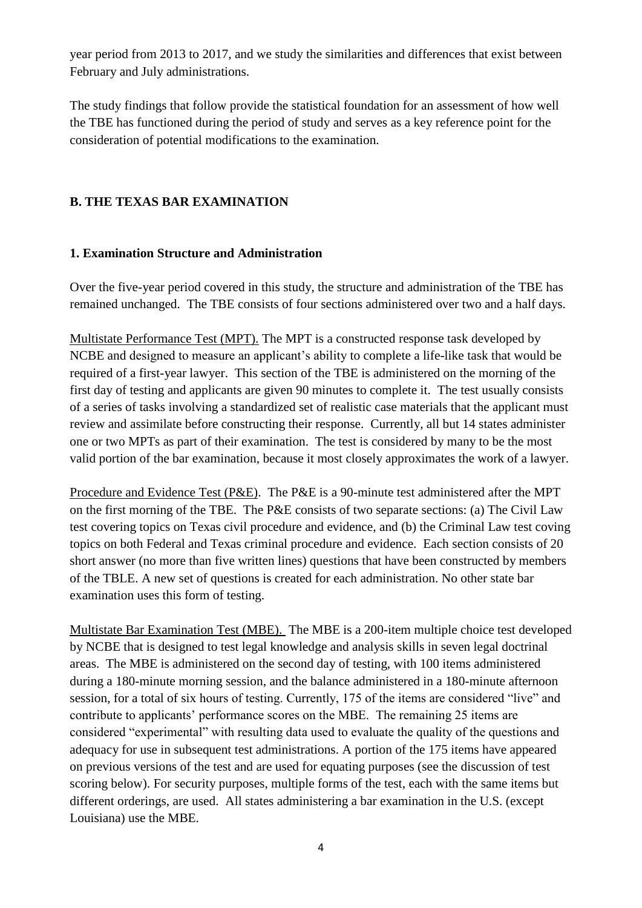year period from 2013 to 2017, and we study the similarities and differences that exist between February and July administrations.

The study findings that follow provide the statistical foundation for an assessment of how well the TBE has functioned during the period of study and serves as a key reference point for the consideration of potential modifications to the examination.

## B. THE TEXAS BAR EXAMINATION

### 1. Examination Structure and Administration

Over the five-year period covered in this study, the structure and administration of the TBE has remained unchanged. The TBE consists of four sections administered over two and a half days.

<u>Multistate Performance Test (MPT).</u> The MPT is a constructed response task developed by NCBE and designed to measure an applicant's ability to complete a life-like task that would be required of a first-year lawyer. This section of the TBE is administered on the morning of the first day of testing and applicants are given 90 minutes to complete it. The test usually consists of a series of tasks involving a standardized set of realistic case materials that the applicant must review and assimilate before constructing their response. Currently, all but 14 states administer one or two MPTs as part of their examination. The test is considered by many to be the most valid portion of the bar examination, because it most closely approximates the work of a lawyer.

<u>Procedure and Evidence Test (P&E)</u>. The P&E is a 90-minute test administered after the MPT on the first morning of the TBE. The P&E consists of two separate sections: (a) The Civil Law test covering topics on Texas civil procedure and evidence, and (b) the Criminal Law test coving topics on both Federal and Texas criminal procedure and evidence. Each section consists of 20 short answer (no more than five written lines) questions that have been constructed by members of the TBLE. A new set of questions is created for each administration. No other state bar examination uses this form of testing.

<u>Multistate Bar Examination Test (MBE).</u> The MBE is a 200-item multiple choice test developed by NCBE that is designed to test legal knowledge and analysis skills in seven legal doctrinal areas. The MBE is administered on the second day of testing, with 100 items administered during a 180-minute morning session, and the balance administered in a 180-minute afternoon session, for a total of six hours of testing. Currently, 175 of the items are considered "live" and contribute to applicants' performance scores on the MBE. The remaining 25 items are considered "experimental" with resulting data used to evaluate the quality of the questions and adequacy for use in subsequent test administrations. A portion of the 175 items have appeared on previous versions of the test and are used for equating purposes (see the discussion of test scoring below). For security purposes, multiple forms of the test, each with the same items but different orderings, are used. All states administering a bar examination in the U.S. (except Louisiana) use the MBE.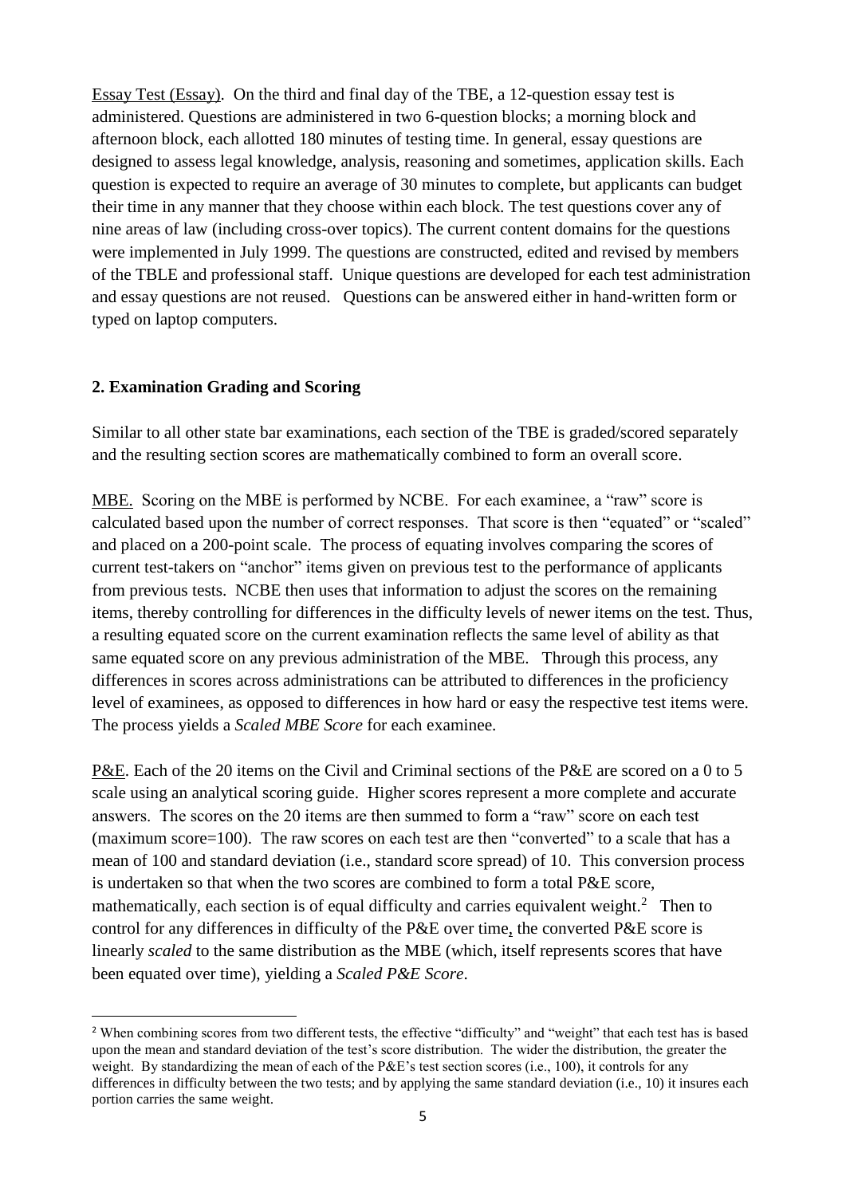Essay Test (Essay). On the third and final day of the TBE, a 12-question essay test is administered. Questions are administered in two 6-question blocks; a morning block and afternoon block, each allotted 180 minutes of testing time. In general, essay questions are designed to assess legal knowledge, analysis, reasoning and sometimes, application skills. Each question is expected to require an average of 30 minutes to complete, but applicants can budget their time in any manner that they choose within each block. The test questions cover any of nine areas of law (including cross-over topics). The current content domains for the questions were implemented in July 1999. The questions are constructed, edited and revised by members of the TBLE and professional staff. Unique questions are developed for each test administration and essay questions are not reused. Questions can be answered either in hand-written form or typed on laptop computers.

**2. Examination Grading and Scoring**

Similar to all other state bar examinations, each section of the TBE is graded/scored separately and the resulting section scores are mathematically combined to form an overall score.

MBE. Scoring on the MBE is performed by NCBE. For each examinee, a "raw" score is calculated based upon the number of correct responses. That score is then "equated" or "scaled" and placed on a 200-point scale. The process of equating involves comparing the scores of current test-takers on "anchor" items given on previous test to the performance of applicants from previous tests. NCBE then uses that information to adjust the scores on the remaining items, thereby controlling for differences in the difficulty levels of newer items on the test. Thus, a resulting equated score on the current examination reflects the same level of ability as that same equated score on any previous administration of the MBE. Through this process, any differences in scores across administrations can be attributed to differences in the proficiency level of examinees, as opposed to differences in how hard or easy the respective test items were. The process yields a *Scaled MBE Score* for each examinee.

P&E. Each of the 20 items on the Civil and Criminal sections of the P&E are scored on a 0 to 5 scale using an analytical scoring guide. Higher scores represent a more complete and accurate answers. The scores on the 20 items are then summed to form a "raw" score on each test (maximum score=100). The raw scores on each test are then "converted" to a scale that has a mean of 100 and standard deviation (i.e., standard score spread) of 10. This conversion process is undertaken so that when the two scores are combined to form a total P&E score, mathematically, each section is of equal difficulty and carries equivalent weight.[2] Then to control for any differences in difficulty of the P&E over time, the converted P&E score is linearly *scaled* to the same distribution as the MBE (which, itself represents scores that have been equated over time), yielding a *Scaled P&E Score*.

---

[2] When combining scores from two different tests, the effective "difficulty" and "weight" that each test has is based upon the mean and standard deviation of the test's score distribution. The wider the distribution, the greater the weight. By standardizing the mean of each of the P&E's test section scores (i.e., 100), it controls for any differences in difficulty between the two tests; and by applying the same standard deviation (i.e., 10) it insures each portion carries the same weight.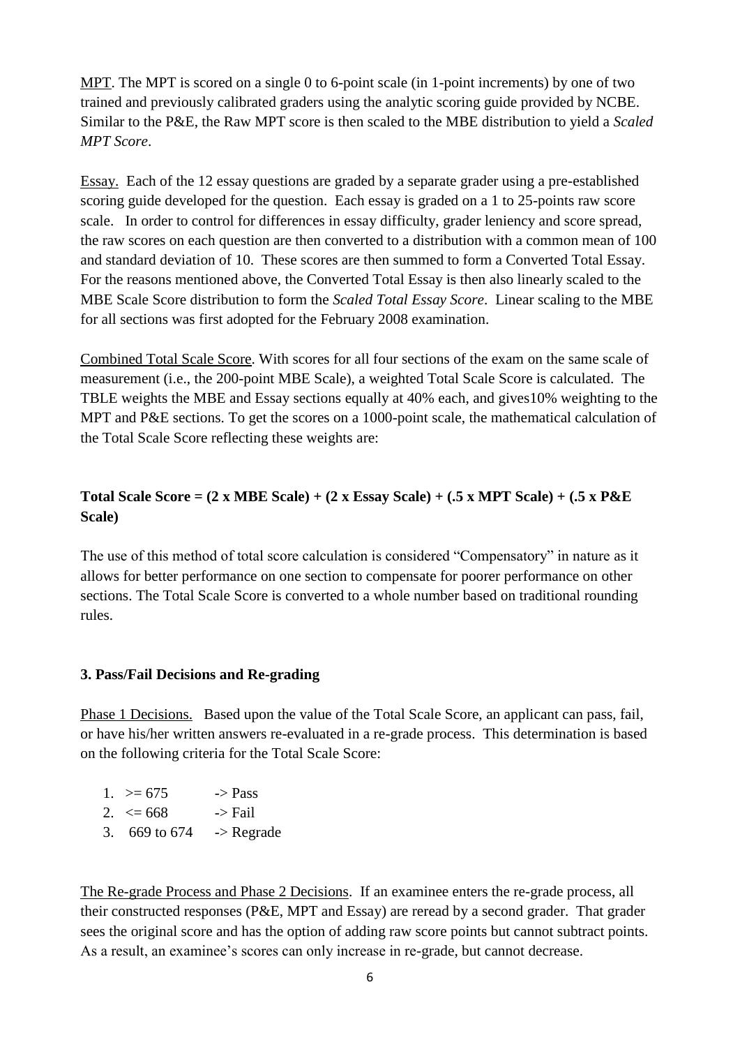MPT. The MPT is scored on a single 0 to 6-point scale (in 1-point increments) by one of two trained and previously calibrated graders using the analytic scoring guide provided by NCBE. Similar to the P&E, the Raw MPT score is then scaled to the MBE distribution to yield a *Scaled MPT Score*.

Essay. Each of the 12 essay questions are graded by a separate grader using a pre-established scoring guide developed for the question. Each essay is graded on a 1 to 25-points raw score scale. In order to control for differences in essay difficulty, grader leniency and score spread, the raw scores on each question are then converted to a distribution with a common mean of 100 and standard deviation of 10. These scores are then summed to form a Converted Total Essay. For the reasons mentioned above, the Converted Total Essay is then also linearly scaled to the MBE Scale Score distribution to form the *Scaled Total Essay Score*. Linear scaling to the MBE for all sections was first adopted for the February 2008 examination.

Combined Total Scale Score. With scores for all four sections of the exam on the same scale of measurement (i.e., the 200-point MBE Scale), a weighted Total Scale Score is calculated. The TBLE weights the MBE and Essay sections equally at 40% each, and gives10% weighting to the MPT and P&E sections. To get the scores on a 1000-point scale, the mathematical calculation of the Total Scale Score reflecting these weights are:

**Total Scale Score = (2 x MBE Scale) + (2 x Essay Scale) + (.5 x MPT Scale) + (.5 x P&E Scale)**

The use of this method of total score calculation is considered "Compensatory" in nature as it allows for better performance on one section to compensate for poorer performance on other sections. The Total Scale Score is converted to a whole number based on traditional rounding rules.

### 3. Pass/Fail Decisions and Re-grading

Phase 1 Decisions. Based upon the value of the Total Scale Score, an applicant can pass, fail, or have his/her written answers re-evaluated in a re-grade process. This determination is based on the following criteria for the Total Scale Score:

1. >= 675 -> Pass
2. <= 668 -> Fail
3. 669 to 674 -> Regrade

The Re-grade Process and Phase 2 Decisions. If an examinee enters the re-grade process, all their constructed responses (P&E, MPT and Essay) are reread by a second grader. That grader sees the original score and has the option of adding raw score points but cannot subtract points. As a result, an examinee's scores can only increase in re-grade, but cannot decrease.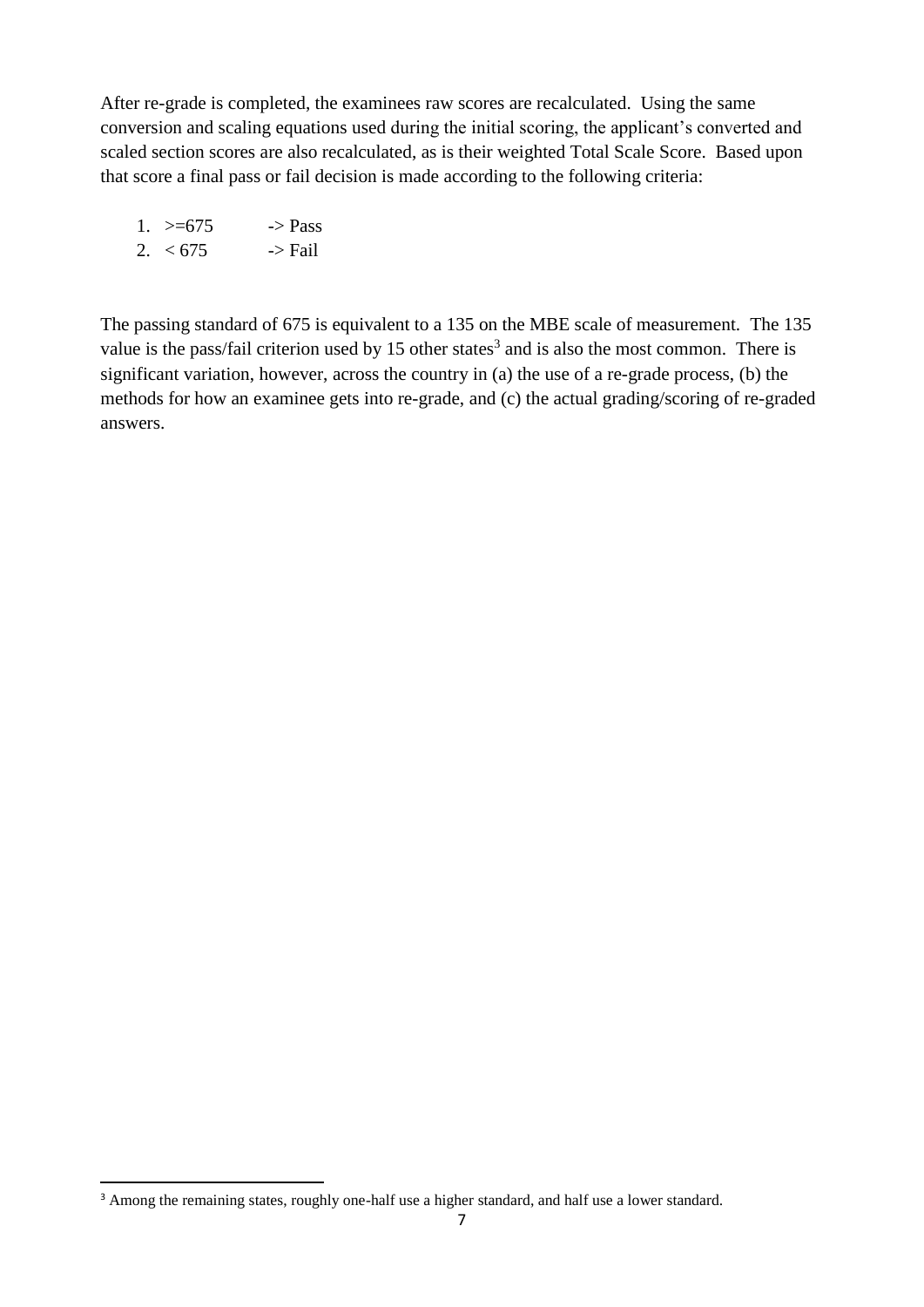After re-grade is completed, the examinees raw scores are recalculated. Using the same conversion and scaling equations used during the initial scoring, the applicant's converted and scaled section scores are also recalculated, as is their weighted Total Scale Score. Based upon that score a final pass or fail decision is made according to the following criteria:

1. >=675 -> Pass
2. < 675 -> Fail

The passing standard of 675 is equivalent to a 135 on the MBE scale of measurement. The 135 value is the pass/fail criterion used by 15 other states[3] and is also the most common. There is significant variation, however, across the country in (a) the use of a re-grade process, (b) the methods for how an examinee gets into re-grade, and (c) the actual grading/scoring of re-graded answers.

[3] Among the remaining states, roughly one-half use a higher standard, and half use a lower standard.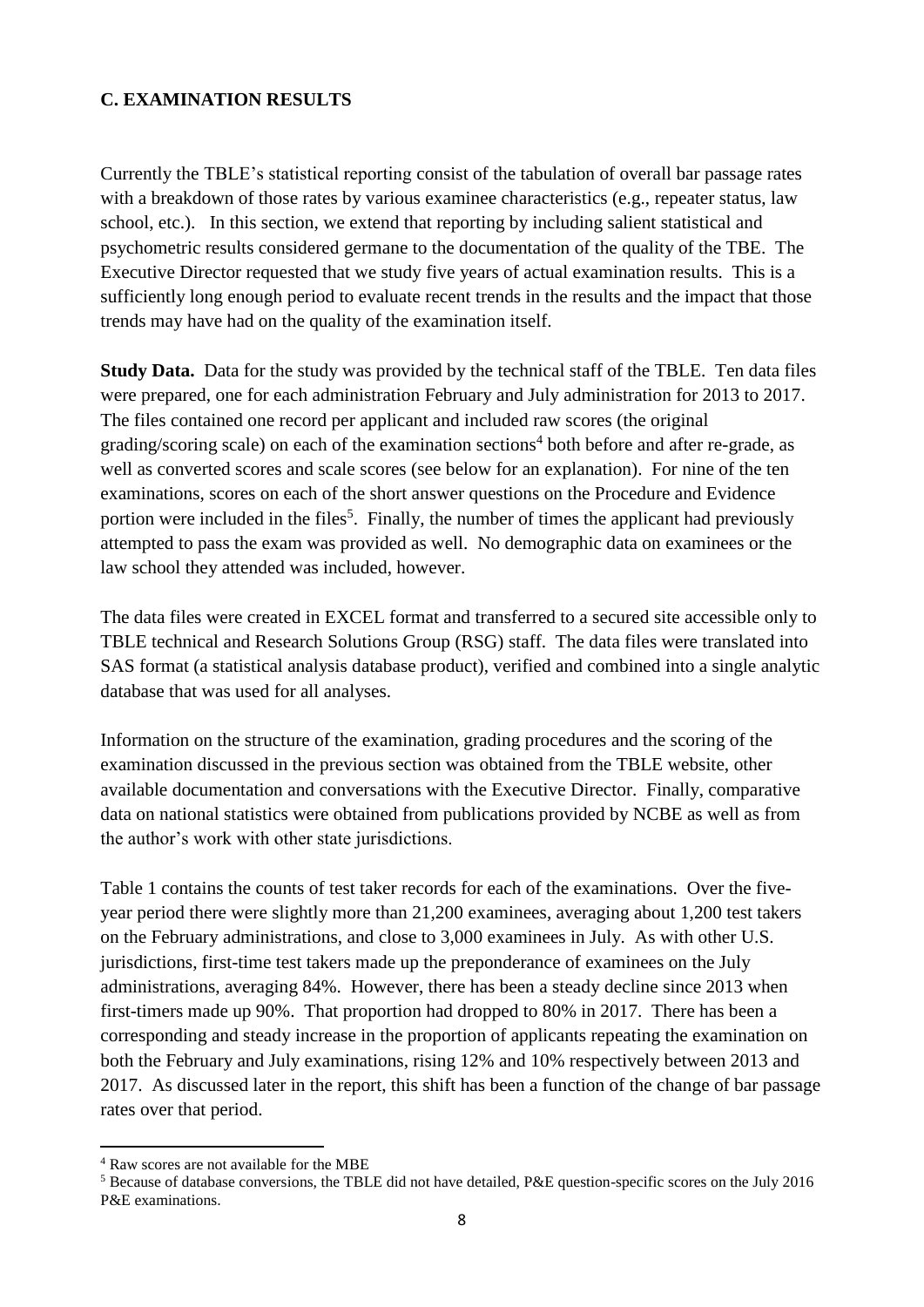## C. EXAMINATION RESULTS

Currently the TBLE's statistical reporting consist of the tabulation of overall bar passage rates with a breakdown of those rates by various examinee characteristics (e.g., repeater status, law school, etc.). In this section, we extend that reporting by including salient statistical and psychometric results considered germane to the documentation of the quality of the TBE. The Executive Director requested that we study five years of actual examination results. This is a sufficiently long enough period to evaluate recent trends in the results and the impact that those trends may have had on the quality of the examination itself.

**Study Data.** Data for the study was provided by the technical staff of the TBLE. Ten data files were prepared, one for each administration February and July administration for 2013 to 2017. The files contained one record per applicant and included raw scores (the original grading/scoring scale) on each of the examination sections[4] both before and after re-grade, as well as converted scores and scale scores (see below for an explanation). For nine of the ten examinations, scores on each of the short answer questions on the Procedure and Evidence portion were included in the files[5]. Finally, the number of times the applicant had previously attempted to pass the exam was provided as well. No demographic data on examinees or the law school they attended was included, however.

The data files were created in EXCEL format and transferred to a secured site accessible only to TBLE technical and Research Solutions Group (RSG) staff. The data files were translated into SAS format (a statistical analysis database product), verified and combined into a single analytic database that was used for all analyses.

Information on the structure of the examination, grading procedures and the scoring of the examination discussed in the previous section was obtained from the TBLE website, other available documentation and conversations with the Executive Director. Finally, comparative data on national statistics were obtained from publications provided by NCBE as well as from the author's work with other state jurisdictions.

Table 1 contains the counts of test taker records for each of the examinations. Over the five-year period there were slightly more than 21,200 examinees, averaging about 1,200 test takers on the February administrations, and close to 3,000 examinees in July. As with other U.S. jurisdictions, first-time test takers made up the preponderance of examinees on the July administrations, averaging 84%. However, there has been a steady decline since 2013 when first-timers made up 90%. That proportion had dropped to 80% in 2017. There has been a corresponding and steady increase in the proportion of applicants repeating the examination on both the February and July examinations, rising 12% and 10% respectively between 2013 and 2017. As discussed later in the report, this shift has been a function of the change of bar passage rates over that period.

[4] Raw scores are not available for the MBE

[5] Because of database conversions, the TBLE did not have detailed, P&E question-specific scores on the July 2016 P&E examinations.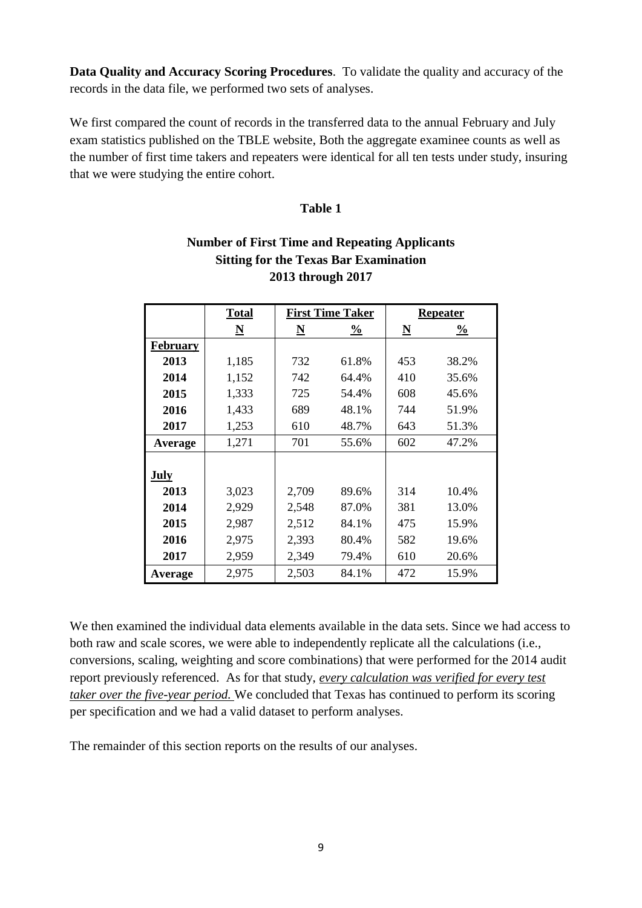**Data Quality and Accuracy Scoring Procedures**. To validate the quality and accuracy of the records in the data file, we performed two sets of analyses.

We first compared the count of records in the transferred data to the annual February and July exam statistics published on the TBLE website, Both the aggregate examinee counts as well as the number of first time takers and repeaters were identical for all ten tests under study, insuring that we were studying the entire cohort.

**Table 1**

**Number of First Time and Repeating Applicants Sitting for the Texas Bar Examination 2013 through 2017**

| | Total | First Time Taker | | Repeater | |
|---|---|---|---|---|---|
| | N | N | % | N | % |
| **February** | | | | | |
| **2013** | 1,185 | 732 | 61.8% | 453 | 38.2% |
| **2014** | 1,152 | 742 | 64.4% | 410 | 35.6% |
| **2015** | 1,333 | 725 | 54.4% | 608 | 45.6% |
| **2016** | 1,433 | 689 | 48.1% | 744 | 51.9% |
| **2017** | 1,253 | 610 | 48.7% | 643 | 51.3% |
| **Average** | 1,271 | 701 | 55.6% | 602 | 47.2% |
| **July** | | | | | |
| **2013** | 3,023 | 2,709 | 89.6% | 314 | 10.4% |
| **2014** | 2,929 | 2,548 | 87.0% | 381 | 13.0% |
| **2015** | 2,987 | 2,512 | 84.1% | 475 | 15.9% |
| **2016** | 2,975 | 2,393 | 80.4% | 582 | 19.6% |
| **2017** | 2,959 | 2,349 | 79.4% | 610 | 20.6% |
| **Average** | 2,975 | 2,503 | 84.1% | 472 | 15.9% |

We then examined the individual data elements available in the data sets. Since we had access to both raw and scale scores, we were able to independently replicate all the calculations (i.e., conversions, scaling, weighting and score combinations) that were performed for the 2014 audit report previously referenced. As for that study, *every calculation was verified for every test taker over the five-year period.* We concluded that Texas has continued to perform its scoring per specification and we had a valid dataset to perform analyses.

The remainder of this section reports on the results of our analyses.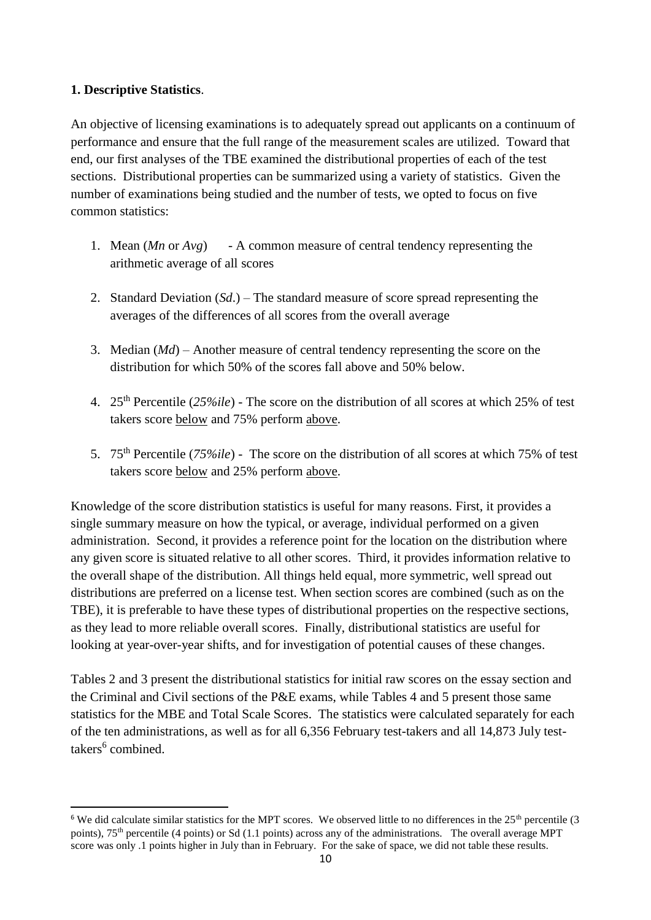**1. Descriptive Statistics**.

An objective of licensing examinations is to adequately spread out applicants on a continuum of performance and ensure that the full range of the measurement scales are utilized. Toward that end, our first analyses of the TBE examined the distributional properties of each of the test sections. Distributional properties can be summarized using a variety of statistics. Given the number of examinations being studied and the number of tests, we opted to focus on five common statistics:

1. Mean (*Mn* or *Avg*) - A common measure of central tendency representing the arithmetic average of all scores

2. Standard Deviation (*Sd*.) – The standard measure of score spread representing the averages of the differences of all scores from the overall average

3. Median (*Md*) – Another measure of central tendency representing the score on the distribution for which 50% of the scores fall above and 50% below.

4. 25th Percentile (*25%ile*) - The score on the distribution of all scores at which 25% of test takers score <u>below</u> and 75% perform <u>above</u>.

5. 75th Percentile (*75%ile*) - The score on the distribution of all scores at which 75% of test takers score <u>below</u> and 25% perform <u>above</u>.

Knowledge of the score distribution statistics is useful for many reasons. First, it provides a single summary measure on how the typical, or average, individual performed on a given administration. Second, it provides a reference point for the location on the distribution where any given score is situated relative to all other scores. Third, it provides information relative to the overall shape of the distribution. All things held equal, more symmetric, well spread out distributions are preferred on a license test. When section scores are combined (such as on the TBE), it is preferable to have these types of distributional properties on the respective sections, as they lead to more reliable overall scores. Finally, distributional statistics are useful for looking at year-over-year shifts, and for investigation of potential causes of these changes.

Tables 2 and 3 present the distributional statistics for initial raw scores on the essay section and the Criminal and Civil sections of the P&E exams, while Tables 4 and 5 present those same statistics for the MBE and Total Scale Scores. The statistics were calculated separately for each of the ten administrations, as well as for all 6,356 February test-takers and all 14,873 July test-takers[6] combined.

---

[6] We did calculate similar statistics for the MPT scores. We observed little to no differences in the 25th percentile (3 points), 75th percentile (4 points) or Sd (1.1 points) across any of the administrations. The overall average MPT score was only .1 points higher in July than in February. For the sake of space, we did not table these results.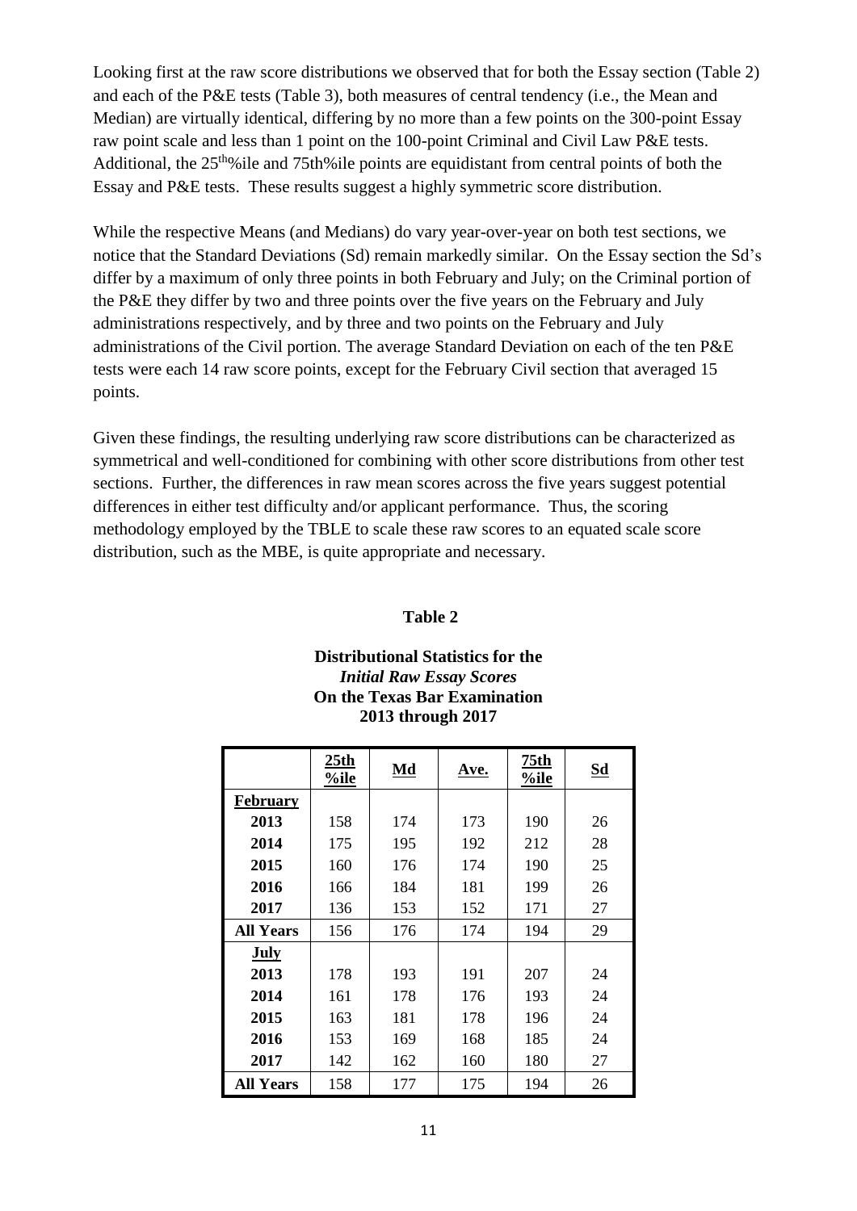Looking first at the raw score distributions we observed that for both the Essay section (Table 2) and each of the P&E tests (Table 3), both measures of central tendency (i.e., the Mean and Median) are virtually identical, differing by no more than a few points on the 300-point Essay raw point scale and less than 1 point on the 100-point Criminal and Civil Law P&E tests. Additional, the 25th%ile and 75th%ile points are equidistant from central points of both the Essay and P&E tests. These results suggest a highly symmetric score distribution.

While the respective Means (and Medians) do vary year-over-year on both test sections, we notice that the Standard Deviations (Sd) remain markedly similar. On the Essay section the Sd's differ by a maximum of only three points in both February and July; on the Criminal portion of the P&E they differ by two and three points over the five years on the February and July administrations respectively, and by three and two points on the February and July administrations of the Civil portion. The average Standard Deviation on each of the ten P&E tests were each 14 raw score points, except for the February Civil section that averaged 15 points.

Given these findings, the resulting underlying raw score distributions can be characterized as symmetrical and well-conditioned for combining with other score distributions from other test sections. Further, the differences in raw mean scores across the five years suggest potential differences in either test difficulty and/or applicant performance. Thus, the scoring methodology employed by the TBLE to scale these raw scores to an equated scale score distribution, such as the MBE, is quite appropriate and necessary.

**Table 2**

**Distributional Statistics for the**
***Initial Raw Essay Scores***
**On the Texas Bar Examination**
**2013 through 2017**

| | 25th %ile | Md | Ave. | 75th %ile | Sd |
|---|---|---|---|---|---|
| **February** | | | | | |
| **2013** | 158 | 174 | 173 | 190 | 26 |
| **2014** | 175 | 195 | 192 | 212 | 28 |
| **2015** | 160 | 176 | 174 | 190 | 25 |
| **2016** | 166 | 184 | 181 | 199 | 26 |
| **2017** | 136 | 153 | 152 | 171 | 27 |
| **All Years** | 156 | 176 | 174 | 194 | 29 |
| **July** | | | | | |
| **2013** | 178 | 193 | 191 | 207 | 24 |
| **2014** | 161 | 178 | 176 | 193 | 24 |
| **2015** | 163 | 181 | 178 | 196 | 24 |
| **2016** | 153 | 169 | 168 | 185 | 24 |
| **2017** | 142 | 162 | 160 | 180 | 27 |
| **All Years** | 158 | 177 | 175 | 194 | 26 |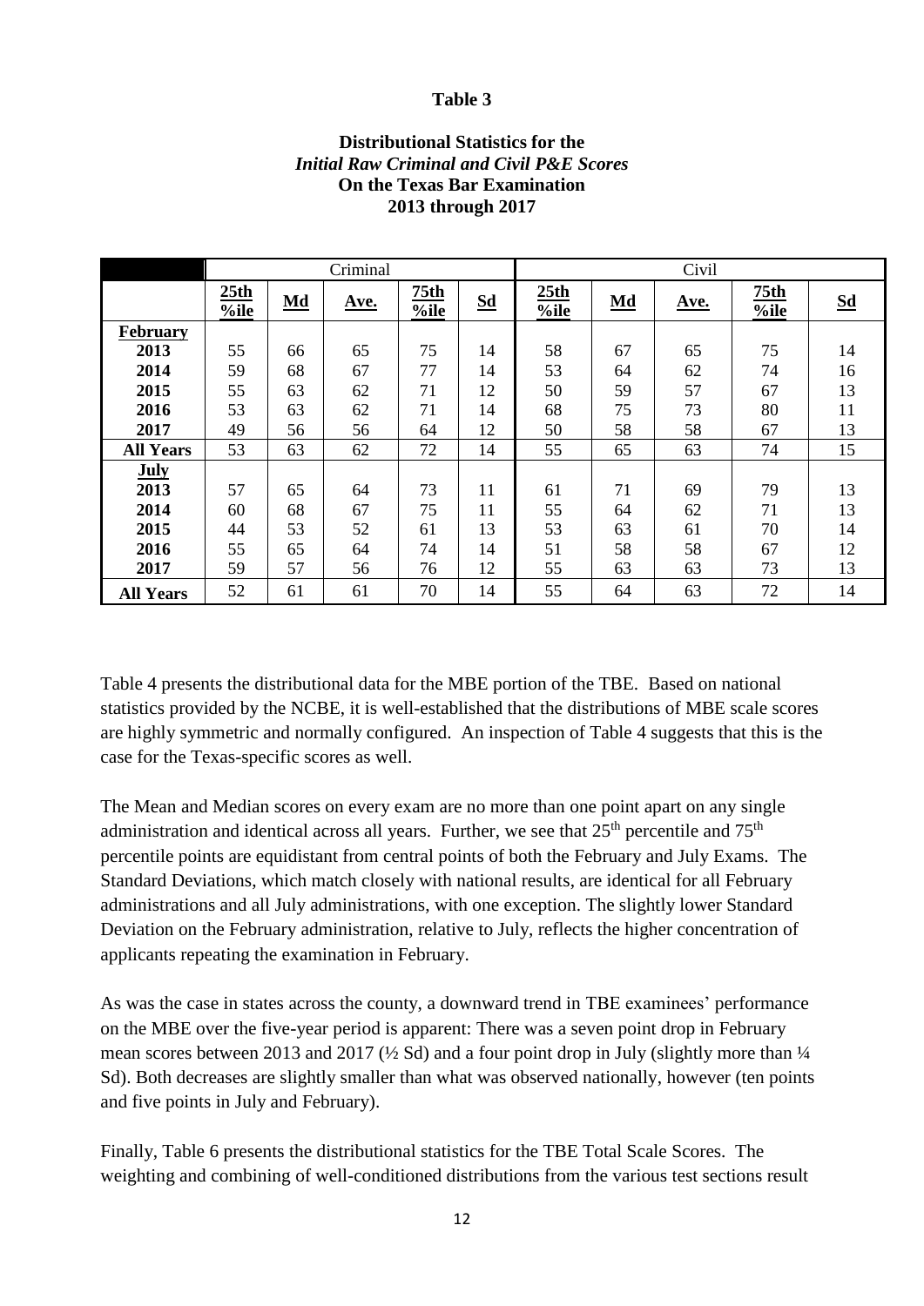**Table 3**

**Distributional Statistics for the**
***Initial Raw Criminal and Civil P&E Scores***
**On the Texas Bar Examination**
**2013 through 2017**

| | Criminal | | | | | Civil | | | | |
|---|---|---|---|---|---|---|---|---|---|---|
| | **25th %ile** | **Md** | **Ave.** | **75th %ile** | **Sd** | **25th %ile** | **Md** | **Ave.** | **75th %ile** | **Sd** |
| **February** | | | | | | | | | | |
| **2013** | 55 | 66 | 65 | 75 | 14 | 58 | 67 | 65 | 75 | 14 |
| **2014** | 59 | 68 | 67 | 77 | 14 | 53 | 64 | 62 | 74 | 16 |
| **2015** | 55 | 63 | 62 | 71 | 12 | 50 | 59 | 57 | 67 | 13 |
| **2016** | 53 | 63 | 62 | 71 | 14 | 68 | 75 | 73 | 80 | 11 |
| **2017** | 49 | 56 | 56 | 64 | 12 | 50 | 58 | 58 | 67 | 13 |
| **All Years** | 53 | 63 | 62 | 72 | 14 | 55 | 65 | 63 | 74 | 15 |
| **July** | | | | | | | | | | |
| **2013** | 57 | 65 | 64 | 73 | 11 | 61 | 71 | 69 | 79 | 13 |
| **2014** | 60 | 68 | 67 | 75 | 11 | 55 | 64 | 62 | 71 | 13 |
| **2015** | 44 | 53 | 52 | 61 | 13 | 53 | 63 | 61 | 70 | 14 |
| **2016** | 55 | 65 | 64 | 74 | 14 | 51 | 58 | 58 | 67 | 12 |
| **2017** | 59 | 57 | 56 | 76 | 12 | 55 | 63 | 63 | 73 | 13 |
| **All Years** | 52 | 61 | 61 | 70 | 14 | 55 | 64 | 63 | 72 | 14 |

Table 4 presents the distributional data for the MBE portion of the TBE. Based on national statistics provided by the NCBE, it is well-established that the distributions of MBE scale scores are highly symmetric and normally configured. An inspection of Table 4 suggests that this is the case for the Texas-specific scores as well.

The Mean and Median scores on every exam are no more than one point apart on any single administration and identical across all years. Further, we see that 25th percentile and 75th percentile points are equidistant from central points of both the February and July Exams. The Standard Deviations, which match closely with national results, are identical for all February administrations and all July administrations, with one exception. The slightly lower Standard Deviation on the February administration, relative to July, reflects the higher concentration of applicants repeating the examination in February.

As was the case in states across the county, a downward trend in TBE examinees' performance on the MBE over the five-year period is apparent: There was a seven point drop in February mean scores between 2013 and 2017 (½ Sd) and a four point drop in July (slightly more than ¼ Sd). Both decreases are slightly smaller than what was observed nationally, however (ten points and five points in July and February).

Finally, Table 6 presents the distributional statistics for the TBE Total Scale Scores. The weighting and combining of well-conditioned distributions from the various test sections result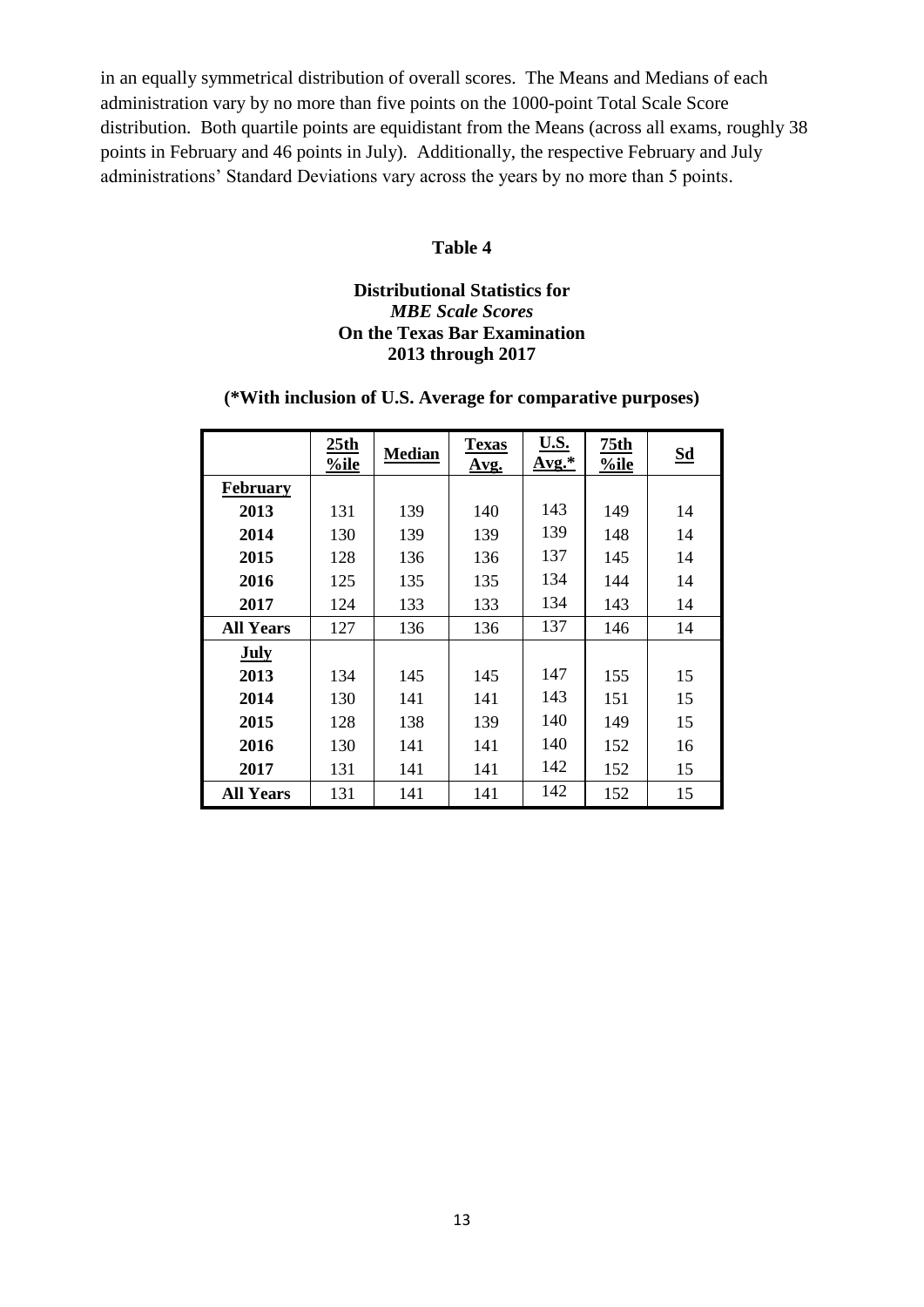in an equally symmetrical distribution of overall scores. The Means and Medians of each administration vary by no more than five points on the 1000-point Total Scale Score distribution. Both quartile points are equidistant from the Means (across all exams, roughly 38 points in February and 46 points in July). Additionally, the respective February and July administrations' Standard Deviations vary across the years by no more than 5 points.

**Table 4**

**Distributional Statistics for**
***MBE Scale Scores***
**On the Texas Bar Examination**
**2013 through 2017**

**(*With inclusion of U.S. Average for comparative purposes)**

| | 25th %ile | Median | Texas Avg. | U.S. Avg.* | 75th %ile | Sd |
|---|---|---|---|---|---|---|
| **February** | | | | | | |
| **2013** | 131 | 139 | 140 | 143 | 149 | 14 |
| **2014** | 130 | 139 | 139 | 139 | 148 | 14 |
| **2015** | 128 | 136 | 136 | 137 | 145 | 14 |
| **2016** | 125 | 135 | 135 | 134 | 144 | 14 |
| **2017** | 124 | 133 | 133 | 134 | 143 | 14 |
| **All Years** | 127 | 136 | 136 | 137 | 146 | 14 |
| **July** | | | | | | |
| **2013** | 134 | 145 | 145 | 147 | 155 | 15 |
| **2014** | 130 | 141 | 141 | 143 | 151 | 15 |
| **2015** | 128 | 138 | 139 | 140 | 149 | 15 |
| **2016** | 130 | 141 | 141 | 140 | 152 | 16 |
| **2017** | 131 | 141 | 141 | 142 | 152 | 15 |
| **All Years** | 131 | 141 | 141 | 142 | 152 | 15 |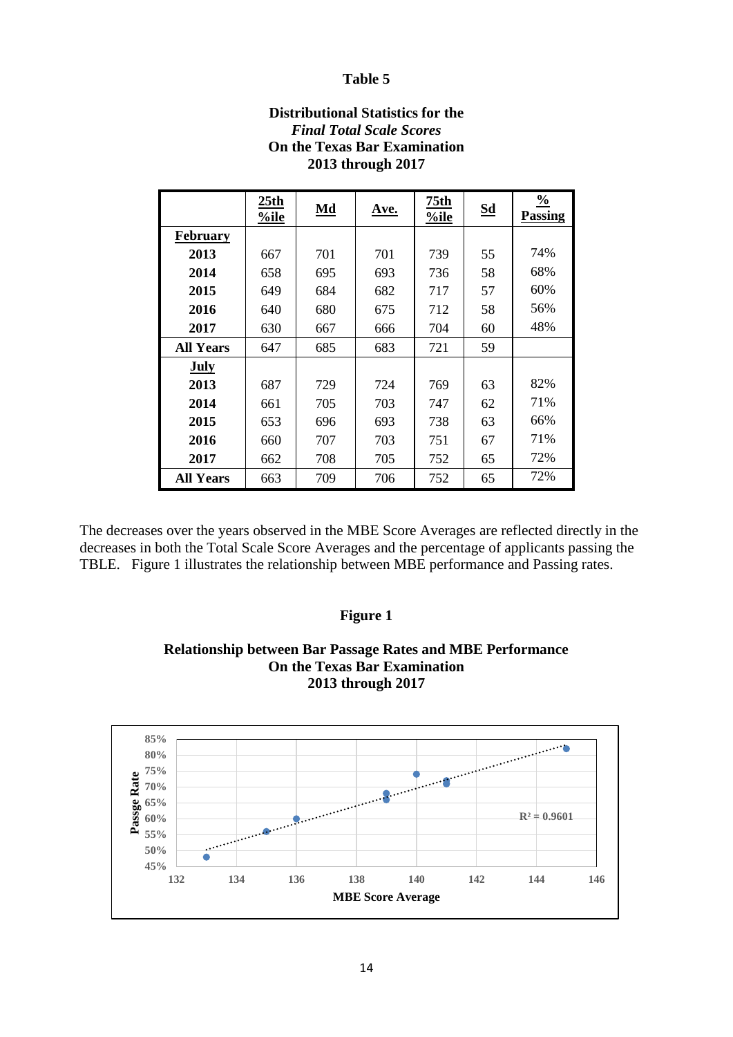**Table 5**

**Distributional Statistics for the**
***Final Total Scale Scores***
**On the Texas Bar Examination**
**2013 through 2017**

| | 25th %ile | Md | Ave. | 75th %ile | Sd | % Passing |
|---|---|---|---|---|---|---|
| **February** | | | | | | |
| **2013** | 667 | 701 | 701 | 739 | 55 | 74% |
| **2014** | 658 | 695 | 693 | 736 | 58 | 68% |
| **2015** | 649 | 684 | 682 | 717 | 57 | 60% |
| **2016** | 640 | 680 | 675 | 712 | 58 | 56% |
| **2017** | 630 | 667 | 666 | 704 | 60 | 48% |
| **All Years** | 647 | 685 | 683 | 721 | 59 | |
| **July** | | | | | | |
| **2013** | 687 | 729 | 724 | 769 | 63 | 82% |
| **2014** | 661 | 705 | 703 | 747 | 62 | 71% |
| **2015** | 653 | 696 | 693 | 738 | 63 | 66% |
| **2016** | 660 | 707 | 703 | 751 | 67 | 71% |
| **2017** | 662 | 708 | 705 | 752 | 65 | 72% |
| **All Years** | 663 | 709 | 706 | 752 | 65 | 72% |

The decreases over the years observed in the MBE Score Averages are reflected directly in the decreases in both the Total Scale Score Averages and the percentage of applicants passing the TBLE. Figure 1 illustrates the relationship between MBE performance and Passing rates.

**Figure 1**

**Relationship between Bar Passage Rates and MBE Performance**
**On the Texas Bar Examination**
**2013 through 2017**

Passge Rate (y-axis, 45%–85%) vs. MBE Score Average (x-axis, 132–146); $R^2 = 0.9601$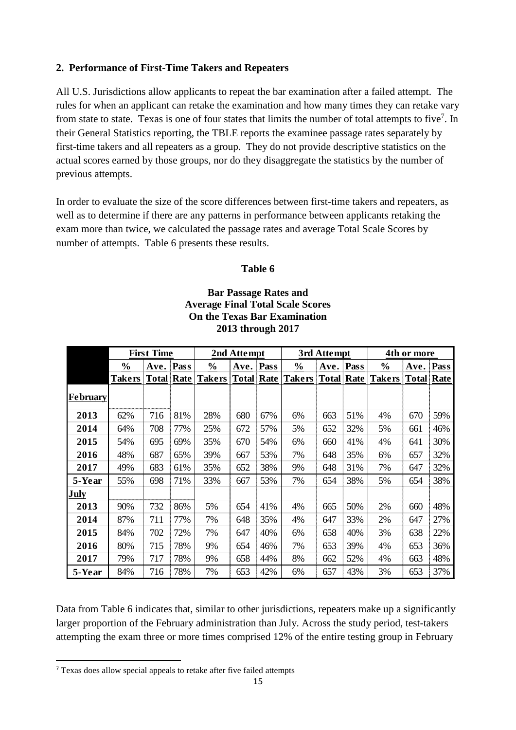### 2. Performance of First-Time Takers and Repeaters

All U.S. Jurisdictions allow applicants to repeat the bar examination after a failed attempt. The rules for when an applicant can retake the examination and how many times they can retake vary from state to state. Texas is one of four states that limits the number of total attempts to five[7]. In their General Statistics reporting, the TBLE reports the examinee passage rates separately by first-time takers and all repeaters as a group. They do not provide descriptive statistics on the actual scores earned by those groups, nor do they disaggregate the statistics by the number of previous attempts.

In order to evaluate the size of the score differences between first-time takers and repeaters, as well as to determine if there are any patterns in performance between applicants retaking the exam more than twice, we calculated the passage rates and average Total Scale Scores by number of attempts. Table 6 presents these results.

**Table 6**

**Bar Passage Rates and Average Final Total Scale Scores On the Texas Bar Examination 2013 through 2017**

| | First Time | | | 2nd Attempt | | | 3rd Attempt | | | 4th or more | | |
|---|---|---|---|---|---|---|---|---|---|---|---|---|
| | % Takers | Ave. Total | Pass Rate | % Takers | Ave. Total | Pass Rate | % Takers | Ave. Total | Pass Rate | % Takers | Ave. Total | Pass Rate |
| **February** | | | | | | | | | | | | |
| **2013** | 62% | 716 | 81% | 28% | 680 | 67% | 6% | 663 | 51% | 4% | 670 | 59% |
| **2014** | 64% | 708 | 77% | 25% | 672 | 57% | 5% | 652 | 32% | 5% | 661 | 46% |
| **2015** | 54% | 695 | 69% | 35% | 670 | 54% | 6% | 660 | 41% | 4% | 641 | 30% |
| **2016** | 48% | 687 | 65% | 39% | 667 | 53% | 7% | 648 | 35% | 6% | 657 | 32% |
| **2017** | 49% | 683 | 61% | 35% | 652 | 38% | 9% | 648 | 31% | 7% | 647 | 32% |
| **5-Year** | 55% | 698 | 71% | 33% | 667 | 53% | 7% | 654 | 38% | 5% | 654 | 38% |
| **July** | | | | | | | | | | | | |
| **2013** | 90% | 732 | 86% | 5% | 654 | 41% | 4% | 665 | 50% | 2% | 660 | 48% |
| **2014** | 87% | 711 | 77% | 7% | 648 | 35% | 4% | 647 | 33% | 2% | 647 | 27% |
| **2015** | 84% | 702 | 72% | 7% | 647 | 40% | 6% | 658 | 40% | 3% | 638 | 22% |
| **2016** | 80% | 715 | 78% | 9% | 654 | 46% | 7% | 653 | 39% | 4% | 653 | 36% |
| **2017** | 79% | 717 | 78% | 9% | 658 | 44% | 8% | 662 | 52% | 4% | 663 | 48% |
| **5-Year** | 84% | 716 | 78% | 7% | 653 | 42% | 6% | 657 | 43% | 3% | 653 | 37% |

Data from Table 6 indicates that, similar to other jurisdictions, repeaters make up a significantly larger proportion of the February administration than July. Across the study period, test-takers attempting the exam three or more times comprised 12% of the entire testing group in February

[7] Texas does allow special appeals to retake after five failed attempts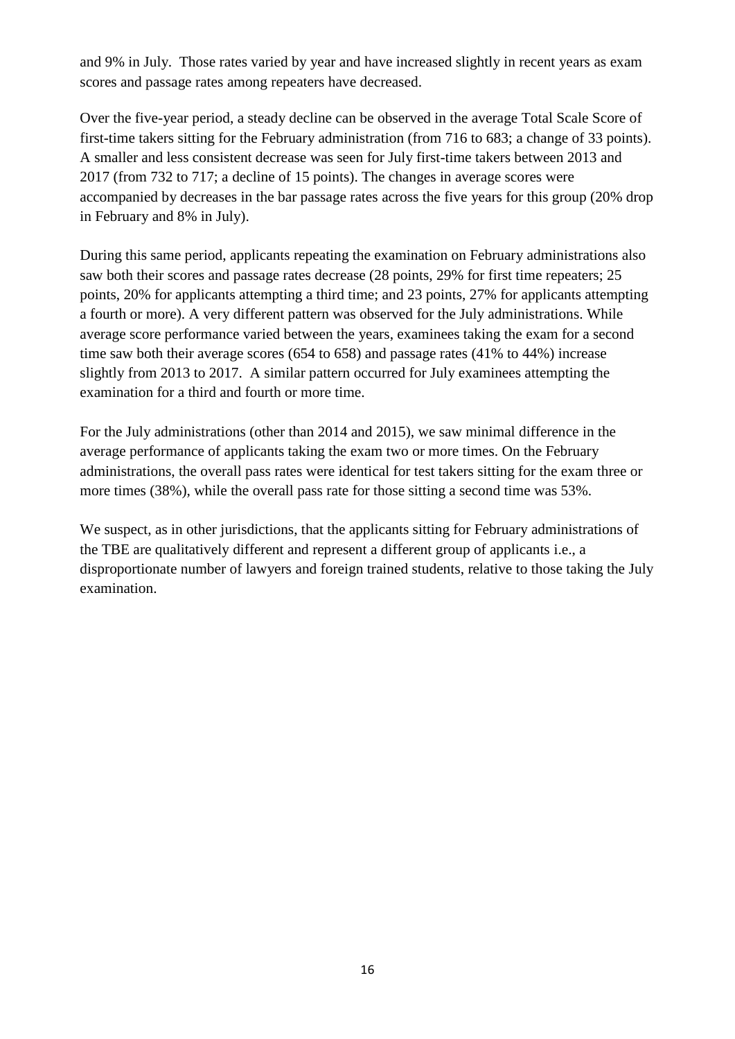and 9% in July. Those rates varied by year and have increased slightly in recent years as exam scores and passage rates among repeaters have decreased.

Over the five-year period, a steady decline can be observed in the average Total Scale Score of first-time takers sitting for the February administration (from 716 to 683; a change of 33 points). A smaller and less consistent decrease was seen for July first-time takers between 2013 and 2017 (from 732 to 717; a decline of 15 points). The changes in average scores were accompanied by decreases in the bar passage rates across the five years for this group (20% drop in February and 8% in July).

During this same period, applicants repeating the examination on February administrations also saw both their scores and passage rates decrease (28 points, 29% for first time repeaters; 25 points, 20% for applicants attempting a third time; and 23 points, 27% for applicants attempting a fourth or more). A very different pattern was observed for the July administrations. While average score performance varied between the years, examinees taking the exam for a second time saw both their average scores (654 to 658) and passage rates (41% to 44%) increase slightly from 2013 to 2017. A similar pattern occurred for July examinees attempting the examination for a third and fourth or more time.

For the July administrations (other than 2014 and 2015), we saw minimal difference in the average performance of applicants taking the exam two or more times. On the February administrations, the overall pass rates were identical for test takers sitting for the exam three or more times (38%), while the overall pass rate for those sitting a second time was 53%.

We suspect, as in other jurisdictions, that the applicants sitting for February administrations of the TBE are qualitatively different and represent a different group of applicants i.e., a disproportionate number of lawyers and foreign trained students, relative to those taking the July examination.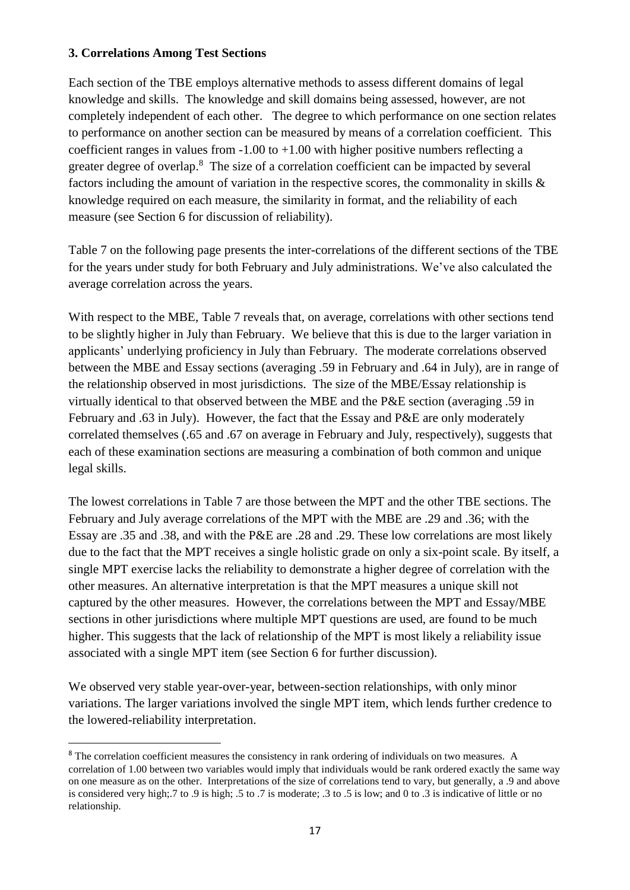### 3. Correlations Among Test Sections

Each section of the TBE employs alternative methods to assess different domains of legal knowledge and skills. The knowledge and skill domains being assessed, however, are not completely independent of each other. The degree to which performance on one section relates to performance on another section can be measured by means of a correlation coefficient. This coefficient ranges in values from -1.00 to +1.00 with higher positive numbers reflecting a greater degree of overlap.[8] The size of a correlation coefficient can be impacted by several factors including the amount of variation in the respective scores, the commonality in skills & knowledge required on each measure, the similarity in format, and the reliability of each measure (see Section 6 for discussion of reliability).

Table 7 on the following page presents the inter-correlations of the different sections of the TBE for the years under study for both February and July administrations. We've also calculated the average correlation across the years.

With respect to the MBE, Table 7 reveals that, on average, correlations with other sections tend to be slightly higher in July than February. We believe that this is due to the larger variation in applicants' underlying proficiency in July than February. The moderate correlations observed between the MBE and Essay sections (averaging .59 in February and .64 in July), are in range of the relationship observed in most jurisdictions. The size of the MBE/Essay relationship is virtually identical to that observed between the MBE and the P&E section (averaging .59 in February and .63 in July). However, the fact that the Essay and P&E are only moderately correlated themselves (.65 and .67 on average in February and July, respectively), suggests that each of these examination sections are measuring a combination of both common and unique legal skills.

The lowest correlations in Table 7 are those between the MPT and the other TBE sections. The February and July average correlations of the MPT with the MBE are .29 and .36; with the Essay are .35 and .38, and with the P&E are .28 and .29. These low correlations are most likely due to the fact that the MPT receives a single holistic grade on only a six-point scale. By itself, a single MPT exercise lacks the reliability to demonstrate a higher degree of correlation with the other measures. An alternative interpretation is that the MPT measures a unique skill not captured by the other measures. However, the correlations between the MPT and Essay/MBE sections in other jurisdictions where multiple MPT questions are used, are found to be much higher. This suggests that the lack of relationship of the MPT is most likely a reliability issue associated with a single MPT item (see Section 6 for further discussion).

We observed very stable year-over-year, between-section relationships, with only minor variations. The larger variations involved the single MPT item, which lends further credence to the lowered-reliability interpretation.

---

[8] The correlation coefficient measures the consistency in rank ordering of individuals on two measures. A correlation of 1.00 between two variables would imply that individuals would be rank ordered exactly the same way on one measure as on the other. Interpretations of the size of correlations tend to vary, but generally, a .9 and above is considered very high;.7 to .9 is high; .5 to .7 is moderate; .3 to .5 is low; and 0 to .3 is indicative of little or no relationship.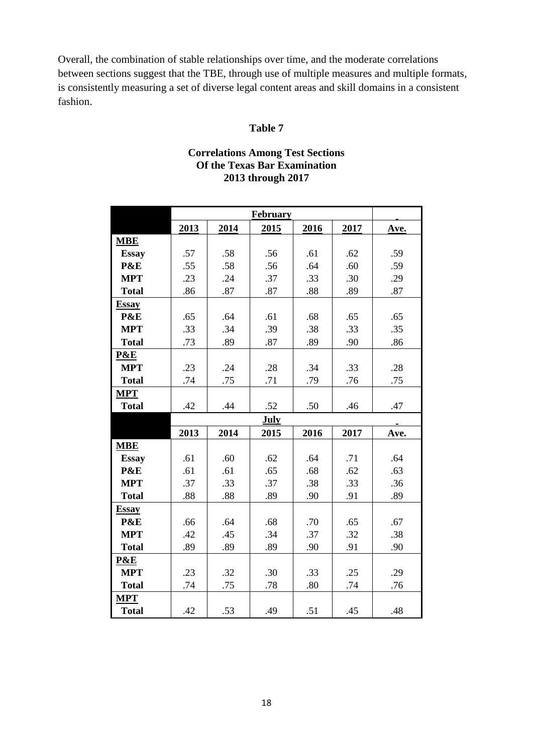Overall, the combination of stable relationships over time, and the moderate correlations between sections suggest that the TBE, through use of multiple measures and multiple formats, is consistently measuring a set of diverse legal content areas and skill domains in a consistent fashion.

**Table 7**

**Correlations Among Test Sections**
**Of the Texas Bar Examination**
**2013 through 2017**

| | **February** | | | | | |
|---|---|---|---|---|---|---|
| | **2013** | **2014** | **2015** | **2016** | **2017** | **Ave.** |
| **MBE** | | | | | | |
| **Essay** | .57 | .58 | .56 | .61 | .62 | .59 |
| **P&E** | .55 | .58 | .56 | .64 | .60 | .59 |
| **MPT** | .23 | .24 | .37 | .33 | .30 | .29 |
| **Total** | .86 | .87 | .87 | .88 | .89 | .87 |
| **Essay** | | | | | | |
| **P&E** | .65 | .64 | .61 | .68 | .65 | .65 |
| **MPT** | .33 | .34 | .39 | .38 | .33 | .35 |
| **Total** | .73 | .89 | .87 | .89 | .90 | .86 |
| **P&E** | | | | | | |
| **MPT** | .23 | .24 | .28 | .34 | .33 | .28 |
| **Total** | .74 | .75 | .71 | .79 | .76 | .75 |
| **MPT** | | | | | | |
| **Total** | .42 | .44 | .52 | .50 | .46 | .47 |
| | **July** | | | | | |
| | **2013** | **2014** | **2015** | **2016** | **2017** | **Ave.** |
| **MBE** | | | | | | |
| **Essay** | .61 | .60 | .62 | .64 | .71 | .64 |
| **P&E** | .61 | .61 | .65 | .68 | .62 | .63 |
| **MPT** | .37 | .33 | .37 | .38 | .33 | .36 |
| **Total** | .88 | .88 | .89 | .90 | .91 | .89 |
| **Essay** | | | | | | |
| **P&E** | .66 | .64 | .68 | .70 | .65 | .67 |
| **MPT** | .42 | .45 | .34 | .37 | .32 | .38 |
| **Total** | .89 | .89 | .89 | .90 | .91 | .90 |
| **P&E** | | | | | | |
| **MPT** | .23 | .32 | .30 | .33 | .25 | .29 |
| **Total** | .74 | .75 | .78 | .80 | .74 | .76 |
| **MPT** | | | | | | |
| **Total** | .42 | .53 | .49 | .51 | .45 | .48 |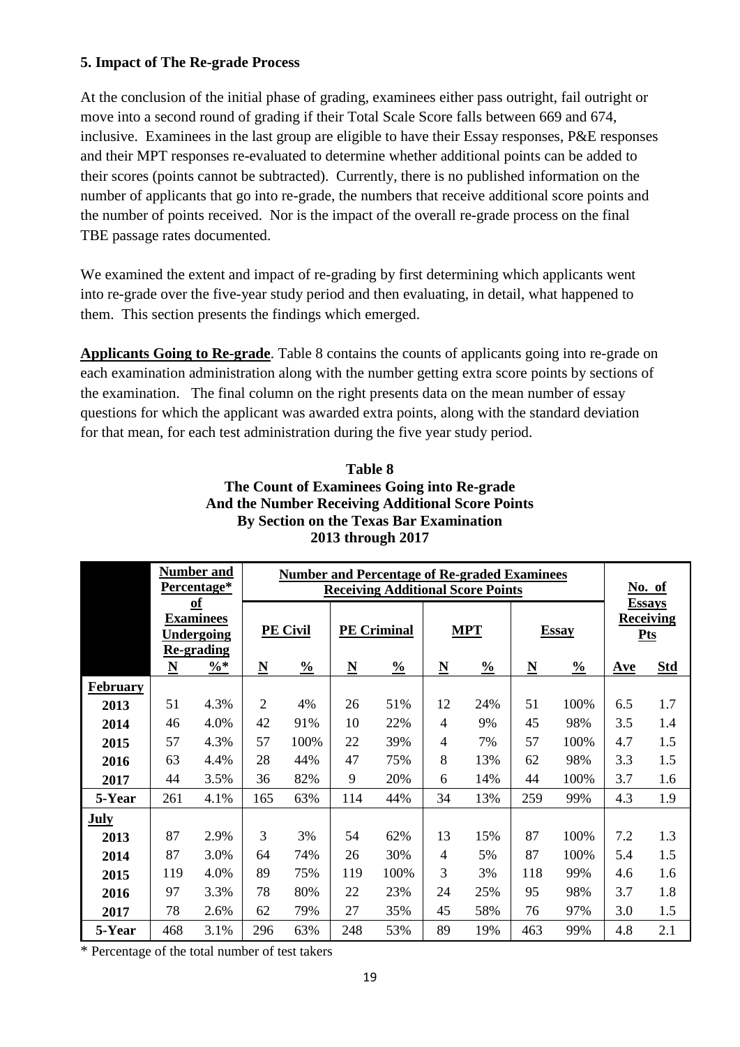### 5. Impact of The Re-grade Process

At the conclusion of the initial phase of grading, examinees either pass outright, fail outright or move into a second round of grading if their Total Scale Score falls between 669 and 674, inclusive. Examinees in the last group are eligible to have their Essay responses, P&E responses and their MPT responses re-evaluated to determine whether additional points can be added to their scores (points cannot be subtracted). Currently, there is no published information on the number of applicants that go into re-grade, the numbers that receive additional score points and the number of points received. Nor is the impact of the overall re-grade process on the final TBE passage rates documented.

We examined the extent and impact of re-grading by first determining which applicants went into re-grade over the five-year study period and then evaluating, in detail, what happened to them. This section presents the findings which emerged.

**Applicants Going to Re-grade**. Table 8 contains the counts of applicants going into re-grade on each examination administration along with the number getting extra score points by sections of the examination. The final column on the right presents data on the mean number of essay questions for which the applicant was awarded extra points, along with the standard deviation for that mean, for each test administration during the five year study period.

**Table 8**
**The Count of Examinees Going into Re-grade**
**And the Number Receiving Additional Score Points**
**By Section on the Texas Bar Examination**
**2013 through 2017**

| | Number and Percentage* of Examinees Undergoing Re-grading | | Number and Percentage of Re-graded Examinees Receiving Additional Score Points | | | | | | | | No. of Essays Receiving Pts | |
|---|---|---|---|---|---|---|---|---|---|---|---|---|
| | | | PE Civil | | PE Criminal | | MPT | | Essay | | | |
| | N | %* | N | % | N | % | N | % | N | % | Ave | Std |
| **February** | | | | | | | | | | | | |
| 2013 | 51 | 4.3% | 2 | 4% | 26 | 51% | 12 | 24% | 51 | 100% | 6.5 | 1.7 |
| 2014 | 46 | 4.0% | 42 | 91% | 10 | 22% | 4 | 9% | 45 | 98% | 3.5 | 1.4 |
| 2015 | 57 | 4.3% | 57 | 100% | 22 | 39% | 4 | 7% | 57 | 100% | 4.7 | 1.5 |
| 2016 | 63 | 4.4% | 28 | 44% | 47 | 75% | 8 | 13% | 62 | 98% | 3.3 | 1.5 |
| 2017 | 44 | 3.5% | 36 | 82% | 9 | 20% | 6 | 14% | 44 | 100% | 3.7 | 1.6 |
| 5-Year | 261 | 4.1% | 165 | 63% | 114 | 44% | 34 | 13% | 259 | 99% | 4.3 | 1.9 |
| **July** | | | | | | | | | | | | |
| 2013 | 87 | 2.9% | 3 | 3% | 54 | 62% | 13 | 15% | 87 | 100% | 7.2 | 1.3 |
| 2014 | 87 | 3.0% | 64 | 74% | 26 | 30% | 4 | 5% | 87 | 100% | 5.4 | 1.5 |
| 2015 | 119 | 4.0% | 89 | 75% | 119 | 100% | 3 | 3% | 118 | 99% | 4.6 | 1.6 |
| 2016 | 97 | 3.3% | 78 | 80% | 22 | 23% | 24 | 25% | 95 | 98% | 3.7 | 1.8 |
| 2017 | 78 | 2.6% | 62 | 79% | 27 | 35% | 45 | 58% | 76 | 97% | 3.0 | 1.5 |
| 5-Year | 468 | 3.1% | 296 | 63% | 248 | 53% | 89 | 19% | 463 | 99% | 4.8 | 2.1 |

* Percentage of the total number of test takers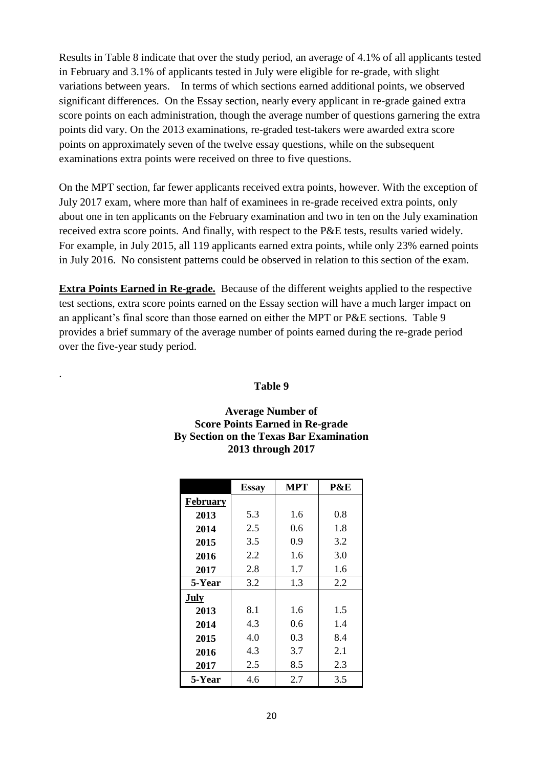Results in Table 8 indicate that over the study period, an average of 4.1% of all applicants tested in February and 3.1% of applicants tested in July were eligible for re-grade, with slight variations between years. In terms of which sections earned additional points, we observed significant differences. On the Essay section, nearly every applicant in re-grade gained extra score points on each administration, though the average number of questions garnering the extra points did vary. On the 2013 examinations, re-graded test-takers were awarded extra score points on approximately seven of the twelve essay questions, while on the subsequent examinations extra points were received on three to five questions.

On the MPT section, far fewer applicants received extra points, however. With the exception of July 2017 exam, where more than half of examinees in re-grade received extra points, only about one in ten applicants on the February examination and two in ten on the July examination received extra score points. And finally, with respect to the P&E tests, results varied widely. For example, in July 2015, all 119 applicants earned extra points, while only 23% earned points in July 2016. No consistent patterns could be observed in relation to this section of the exam.

**Extra Points Earned in Re-grade.** Because of the different weights applied to the respective test sections, extra score points earned on the Essay section will have a much larger impact on an applicant's final score than those earned on either the MPT or P&E sections. Table 9 provides a brief summary of the average number of points earned during the re-grade period over the five-year study period.

.

**Table 9**

**Average Number of Score Points Earned in Re-grade By Section on the Texas Bar Examination 2013 through 2017**

| | Essay | MPT | P&E |
|---|---|---|---|
| **February** | | | |
| **2013** | 5.3 | 1.6 | 0.8 |
| **2014** | 2.5 | 0.6 | 1.8 |
| **2015** | 3.5 | 0.9 | 3.2 |
| **2016** | 2.2 | 1.6 | 3.0 |
| **2017** | 2.8 | 1.7 | 1.6 |
| **5-Year** | 3.2 | 1.3 | 2.2 |
| **July** | | | |
| **2013** | 8.1 | 1.6 | 1.5 |
| **2014** | 4.3 | 0.6 | 1.4 |
| **2015** | 4.0 | 0.3 | 8.4 |
| **2016** | 4.3 | 3.7 | 2.1 |
| **2017** | 2.5 | 8.5 | 2.3 |
| **5-Year** | 4.6 | 2.7 | 3.5 |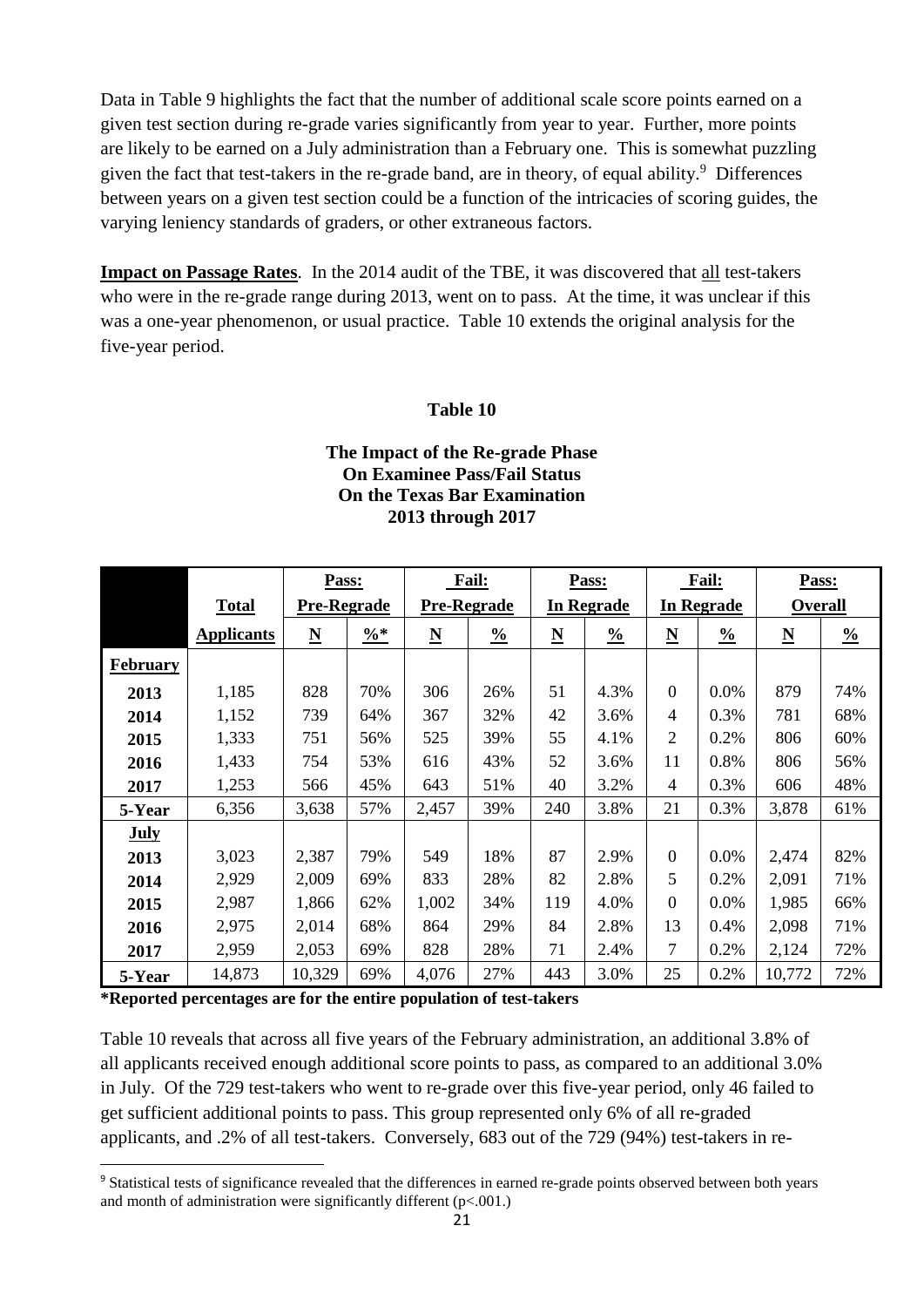Data in Table 9 highlights the fact that the number of additional scale score points earned on a given test section during re-grade varies significantly from year to year. Further, more points are likely to be earned on a July administration than a February one. This is somewhat puzzling given the fact that test-takers in the re-grade band, are in theory, of equal ability.[9] Differences between years on a given test section could be a function of the intricacies of scoring guides, the varying leniency standards of graders, or other extraneous factors.

**Impact on Passage Rates**. In the 2014 audit of the TBE, it was discovered that all test-takers who were in the re-grade range during 2013, went on to pass. At the time, it was unclear if this was a one-year phenomenon, or usual practice. Table 10 extends the original analysis for the five-year period.

**Table 10**

**The Impact of the Re-grade Phase On Examinee Pass/Fail Status On the Texas Bar Examination 2013 through 2017**

| | Total | Pass: Pre-Regrade | | Fail: Pre-Regrade | | Pass: In Regrade | | Fail: In Regrade | | Pass: Overall | |
|---|---|---|---|---|---|---|---|---|---|---|---|
| | Applicants | N | %* | N | % | N | % | N | % | N | % |
| **February** | | | | | | | | | | | |
| 2013 | 1,185 | 828 | 70% | 306 | 26% | 51 | 4.3% | 0 | 0.0% | 879 | 74% |
| 2014 | 1,152 | 739 | 64% | 367 | 32% | 42 | 3.6% | 4 | 0.3% | 781 | 68% |
| 2015 | 1,333 | 751 | 56% | 525 | 39% | 55 | 4.1% | 2 | 0.2% | 806 | 60% |
| 2016 | 1,433 | 754 | 53% | 616 | 43% | 52 | 3.6% | 11 | 0.8% | 806 | 56% |
| 2017 | 1,253 | 566 | 45% | 643 | 51% | 40 | 3.2% | 4 | 0.3% | 606 | 48% |
| 5-Year | 6,356 | 3,638 | 57% | 2,457 | 39% | 240 | 3.8% | 21 | 0.3% | 3,878 | 61% |
| **July** | | | | | | | | | | | |
| 2013 | 3,023 | 2,387 | 79% | 549 | 18% | 87 | 2.9% | 0 | 0.0% | 2,474 | 82% |
| 2014 | 2,929 | 2,009 | 69% | 833 | 28% | 82 | 2.8% | 5 | 0.2% | 2,091 | 71% |
| 2015 | 2,987 | 1,866 | 62% | 1,002 | 34% | 119 | 4.0% | 0 | 0.0% | 1,985 | 66% |
| 2016 | 2,975 | 2,014 | 68% | 864 | 29% | 84 | 2.8% | 13 | 0.4% | 2,098 | 71% |
| 2017 | 2,959 | 2,053 | 69% | 828 | 28% | 71 | 2.4% | 7 | 0.2% | 2,124 | 72% |
| 5-Year | 14,873 | 10,329 | 69% | 4,076 | 27% | 443 | 3.0% | 25 | 0.2% | 10,772 | 72% |

**\*Reported percentages are for the entire population of test-takers**

Table 10 reveals that across all five years of the February administration, an additional 3.8% of all applicants received enough additional score points to pass, as compared to an additional 3.0% in July. Of the 729 test-takers who went to re-grade over this five-year period, only 46 failed to get sufficient additional points to pass. This group represented only 6% of all re-graded applicants, and .2% of all test-takers. Conversely, 683 out of the 729 (94%) test-takers in re-

[9] Statistical tests of significance revealed that the differences in earned re-grade points observed between both years and month of administration were significantly different ($p<.001$.)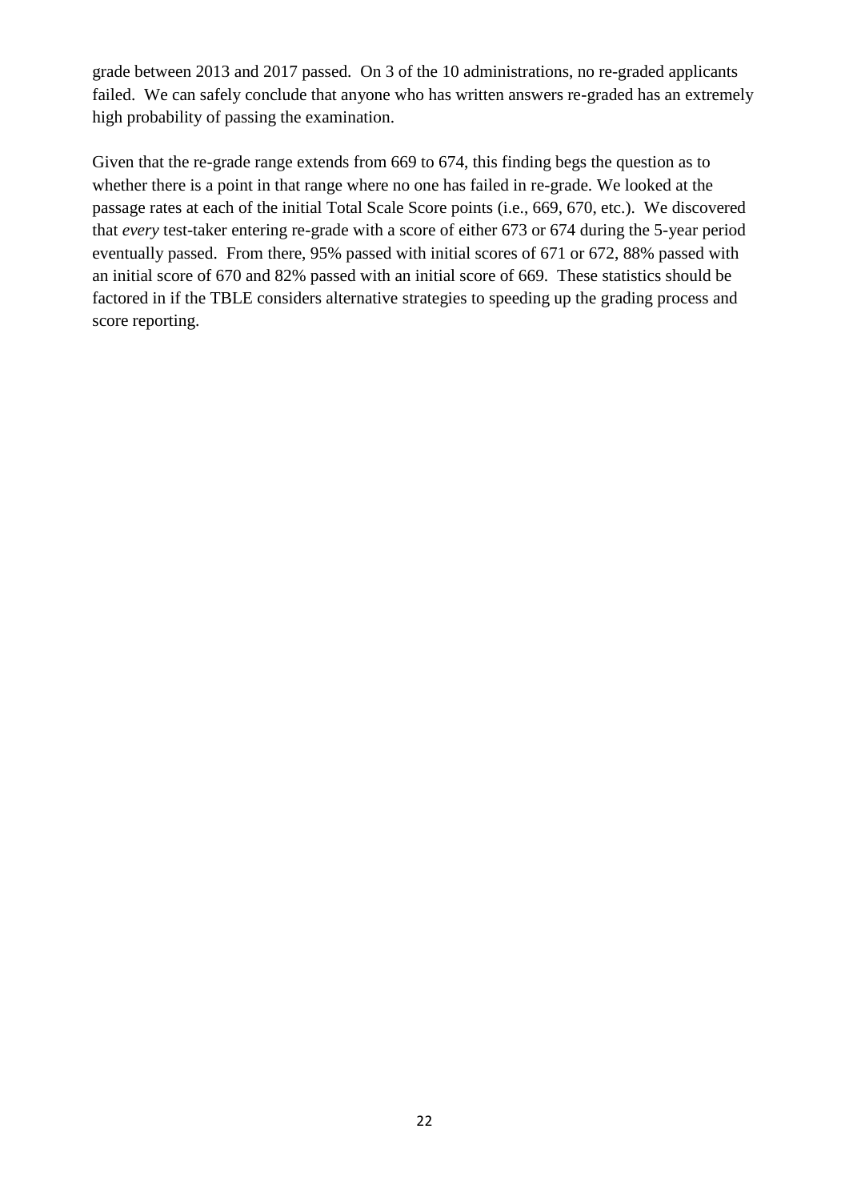grade between 2013 and 2017 passed. On 3 of the 10 administrations, no re-graded applicants failed. We can safely conclude that anyone who has written answers re-graded has an extremely high probability of passing the examination.

Given that the re-grade range extends from 669 to 674, this finding begs the question as to whether there is a point in that range where no one has failed in re-grade. We looked at the passage rates at each of the initial Total Scale Score points (i.e., 669, 670, etc.). We discovered that *every* test-taker entering re-grade with a score of either 673 or 674 during the 5-year period eventually passed. From there, 95% passed with initial scores of 671 or 672, 88% passed with an initial score of 670 and 82% passed with an initial score of 669. These statistics should be factored in if the TBLE considers alternative strategies to speeding up the grading process and score reporting.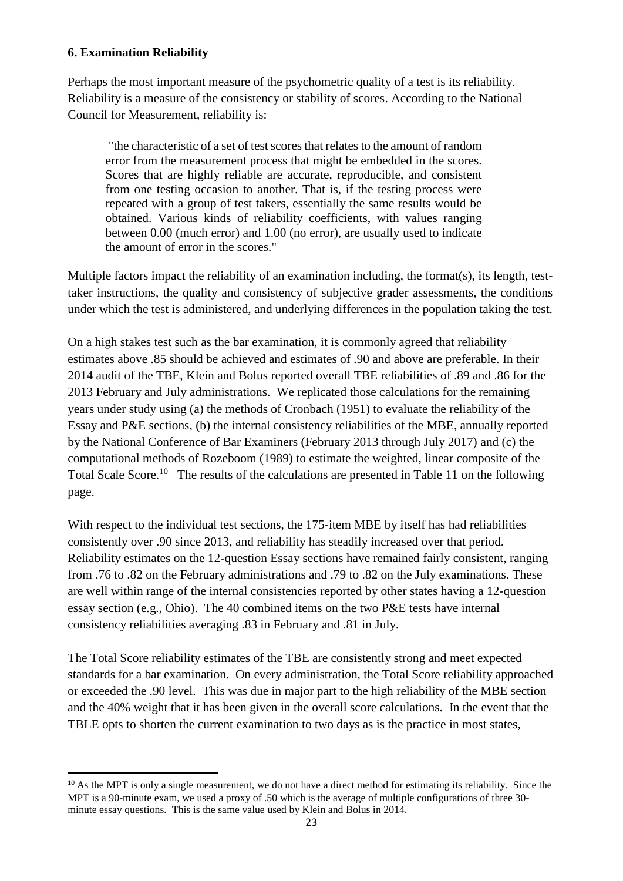### 6. Examination Reliability

Perhaps the most important measure of the psychometric quality of a test is its reliability. Reliability is a measure of the consistency or stability of scores. According to the National Council for Measurement, reliability is:

> "the characteristic of a set of test scores that relates to the amount of random error from the measurement process that might be embedded in the scores. Scores that are highly reliable are accurate, reproducible, and consistent from one testing occasion to another. That is, if the testing process were repeated with a group of test takers, essentially the same results would be obtained. Various kinds of reliability coefficients, with values ranging between 0.00 (much error) and 1.00 (no error), are usually used to indicate the amount of error in the scores."

Multiple factors impact the reliability of an examination including, the format(s), its length, test-taker instructions, the quality and consistency of subjective grader assessments, the conditions under which the test is administered, and underlying differences in the population taking the test.

On a high stakes test such as the bar examination, it is commonly agreed that reliability estimates above .85 should be achieved and estimates of .90 and above are preferable. In their 2014 audit of the TBE, Klein and Bolus reported overall TBE reliabilities of .89 and .86 for the 2013 February and July administrations. We replicated those calculations for the remaining years under study using (a) the methods of Cronbach (1951) to evaluate the reliability of the Essay and P&E sections, (b) the internal consistency reliabilities of the MBE, annually reported by the National Conference of Bar Examiners (February 2013 through July 2017) and (c) the computational methods of Rozeboom (1989) to estimate the weighted, linear composite of the Total Scale Score.[10] The results of the calculations are presented in Table 11 on the following page.

With respect to the individual test sections, the 175-item MBE by itself has had reliabilities consistently over .90 since 2013, and reliability has steadily increased over that period. Reliability estimates on the 12-question Essay sections have remained fairly consistent, ranging from .76 to .82 on the February administrations and .79 to .82 on the July examinations. These are well within range of the internal consistencies reported by other states having a 12-question essay section (e.g., Ohio). The 40 combined items on the two P&E tests have internal consistency reliabilities averaging .83 in February and .81 in July.

The Total Score reliability estimates of the TBE are consistently strong and meet expected standards for a bar examination. On every administration, the Total Score reliability approached or exceeded the .90 level. This was due in major part to the high reliability of the MBE section and the 40% weight that it has been given in the overall score calculations. In the event that the TBLE opts to shorten the current examination to two days as is the practice in most states,

[10] As the MPT is only a single measurement, we do not have a direct method for estimating its reliability. Since the MPT is a 90-minute exam, we used a proxy of .50 which is the average of multiple configurations of three 30-minute essay questions. This is the same value used by Klein and Bolus in 2014.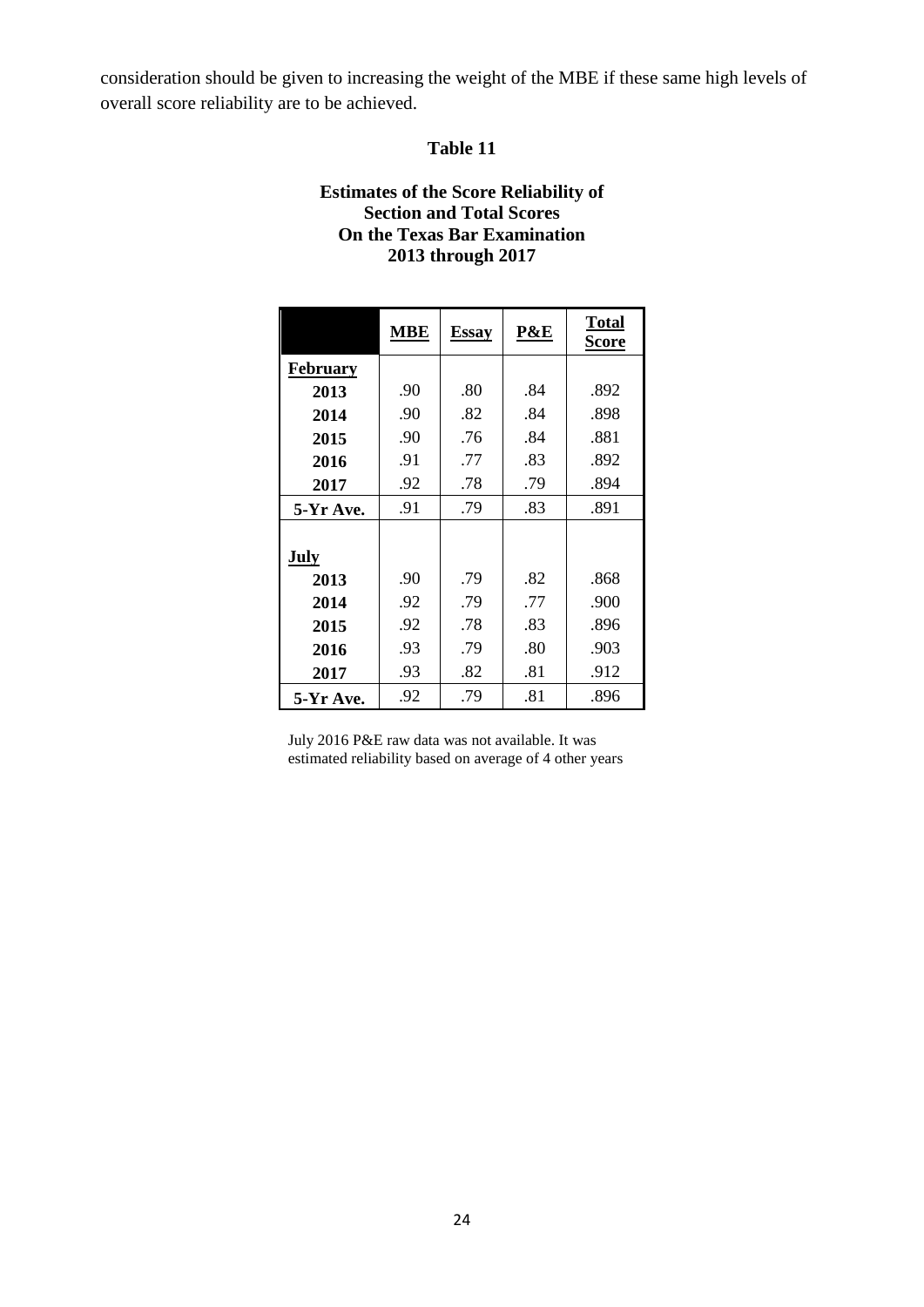consideration should be given to increasing the weight of the MBE if these same high levels of overall score reliability are to be achieved.

**Table 11**

**Estimates of the Score Reliability of Section and Total Scores On the Texas Bar Examination 2013 through 2017**

| | **MBE** | **Essay** | **P&E** | **Total Score** |
|---|---|---|---|---|
| **February** | | | | |
| **2013** | .90 | .80 | .84 | .892 |
| **2014** | .90 | .82 | .84 | .898 |
| **2015** | .90 | .76 | .84 | .881 |
| **2016** | .91 | .77 | .83 | .892 |
| **2017** | .92 | .78 | .79 | .894 |
| **5-Yr Ave.** | .91 | .79 | .83 | .891 |
| | | | | |
| **July** | | | | |
| **2013** | .90 | .79 | .82 | .868 |
| **2014** | .92 | .79 | .77 | .900 |
| **2015** | .92 | .78 | .83 | .896 |
| **2016** | .93 | .79 | .80 | .903 |
| **2017** | .93 | .82 | .81 | .912 |
| **5-Yr Ave.** | .92 | .79 | .81 | .896 |

July 2016 P&E raw data was not available. It was estimated reliability based on average of 4 other years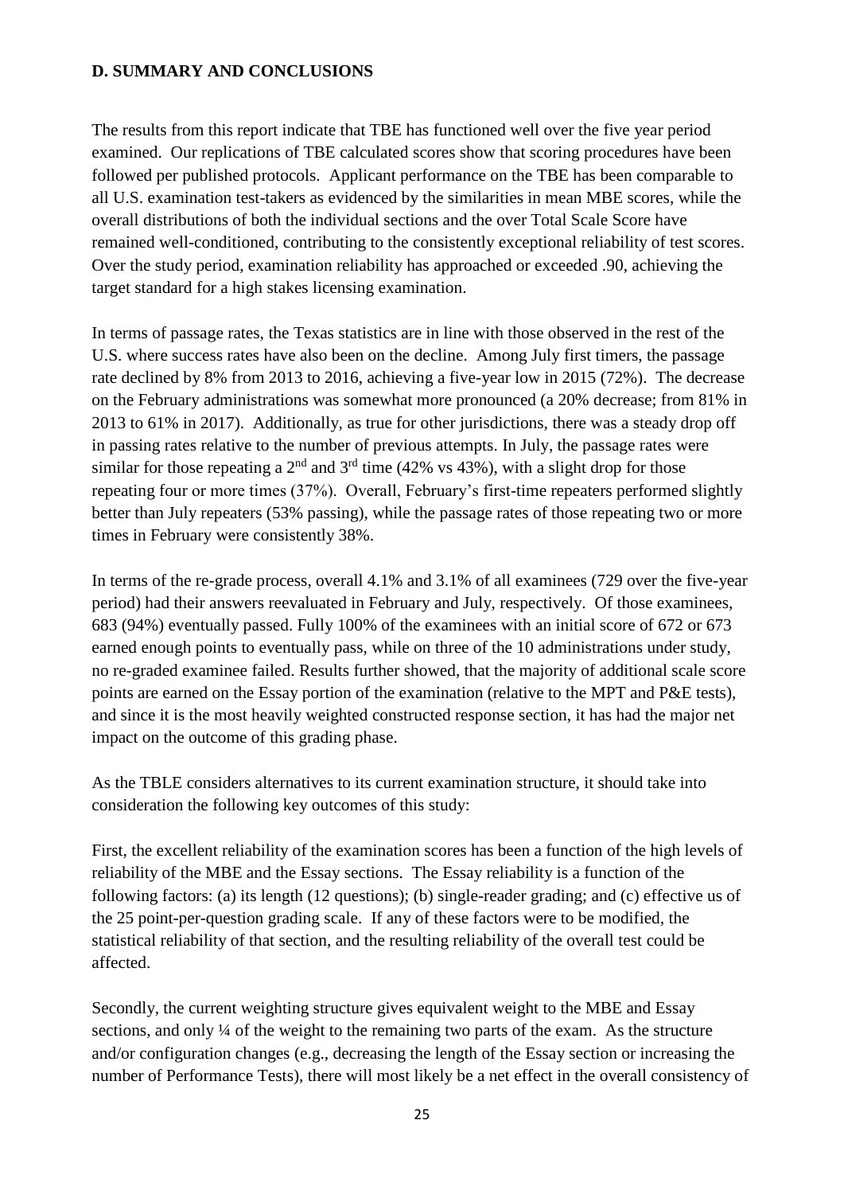### D. SUMMARY AND CONCLUSIONS

The results from this report indicate that TBE has functioned well over the five year period examined. Our replications of TBE calculated scores show that scoring procedures have been followed per published protocols. Applicant performance on the TBE has been comparable to all U.S. examination test-takers as evidenced by the similarities in mean MBE scores, while the overall distributions of both the individual sections and the over Total Scale Score have remained well-conditioned, contributing to the consistently exceptional reliability of test scores. Over the study period, examination reliability has approached or exceeded .90, achieving the target standard for a high stakes licensing examination.

In terms of passage rates, the Texas statistics are in line with those observed in the rest of the U.S. where success rates have also been on the decline. Among July first timers, the passage rate declined by 8% from 2013 to 2016, achieving a five-year low in 2015 (72%). The decrease on the February administrations was somewhat more pronounced (a 20% decrease; from 81% in 2013 to 61% in 2017). Additionally, as true for other jurisdictions, there was a steady drop off in passing rates relative to the number of previous attempts. In July, the passage rates were similar for those repeating a 2nd and 3rd time (42% vs 43%), with a slight drop for those repeating four or more times (37%). Overall, February's first-time repeaters performed slightly better than July repeaters (53% passing), while the passage rates of those repeating two or more times in February were consistently 38%.

In terms of the re-grade process, overall 4.1% and 3.1% of all examinees (729 over the five-year period) had their answers reevaluated in February and July, respectively. Of those examinees, 683 (94%) eventually passed. Fully 100% of the examinees with an initial score of 672 or 673 earned enough points to eventually pass, while on three of the 10 administrations under study, no re-graded examinee failed. Results further showed, that the majority of additional scale score points are earned on the Essay portion of the examination (relative to the MPT and P&E tests), and since it is the most heavily weighted constructed response section, it has had the major net impact on the outcome of this grading phase.

As the TBLE considers alternatives to its current examination structure, it should take into consideration the following key outcomes of this study:

First, the excellent reliability of the examination scores has been a function of the high levels of reliability of the MBE and the Essay sections. The Essay reliability is a function of the following factors: (a) its length (12 questions); (b) single-reader grading; and (c) effective us of the 25 point-per-question grading scale. If any of these factors were to be modified, the statistical reliability of that section, and the resulting reliability of the overall test could be affected.

Secondly, the current weighting structure gives equivalent weight to the MBE and Essay sections, and only ¼ of the weight to the remaining two parts of the exam. As the structure and/or configuration changes (e.g., decreasing the length of the Essay section or increasing the number of Performance Tests), there will most likely be a net effect in the overall consistency of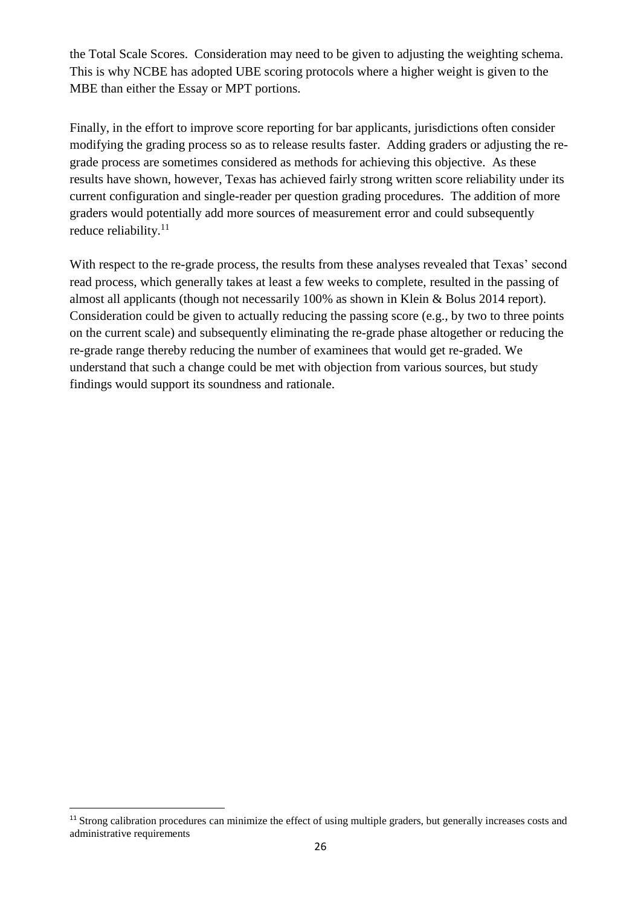the Total Scale Scores. Consideration may need to be given to adjusting the weighting schema. This is why NCBE has adopted UBE scoring protocols where a higher weight is given to the MBE than either the Essay or MPT portions.

Finally, in the effort to improve score reporting for bar applicants, jurisdictions often consider modifying the grading process so as to release results faster. Adding graders or adjusting the re-grade process are sometimes considered as methods for achieving this objective. As these results have shown, however, Texas has achieved fairly strong written score reliability under its current configuration and single-reader per question grading procedures. The addition of more graders would potentially add more sources of measurement error and could subsequently reduce reliability.[11]

With respect to the re-grade process, the results from these analyses revealed that Texas' second read process, which generally takes at least a few weeks to complete, resulted in the passing of almost all applicants (though not necessarily 100% as shown in Klein & Bolus 2014 report). Consideration could be given to actually reducing the passing score (e.g., by two to three points on the current scale) and subsequently eliminating the re-grade phase altogether or reducing the re-grade range thereby reducing the number of examinees that would get re-graded. We understand that such a change could be met with objection from various sources, but study findings would support its soundness and rationale.

---

[11] Strong calibration procedures can minimize the effect of using multiple graders, but generally increases costs and administrative requirements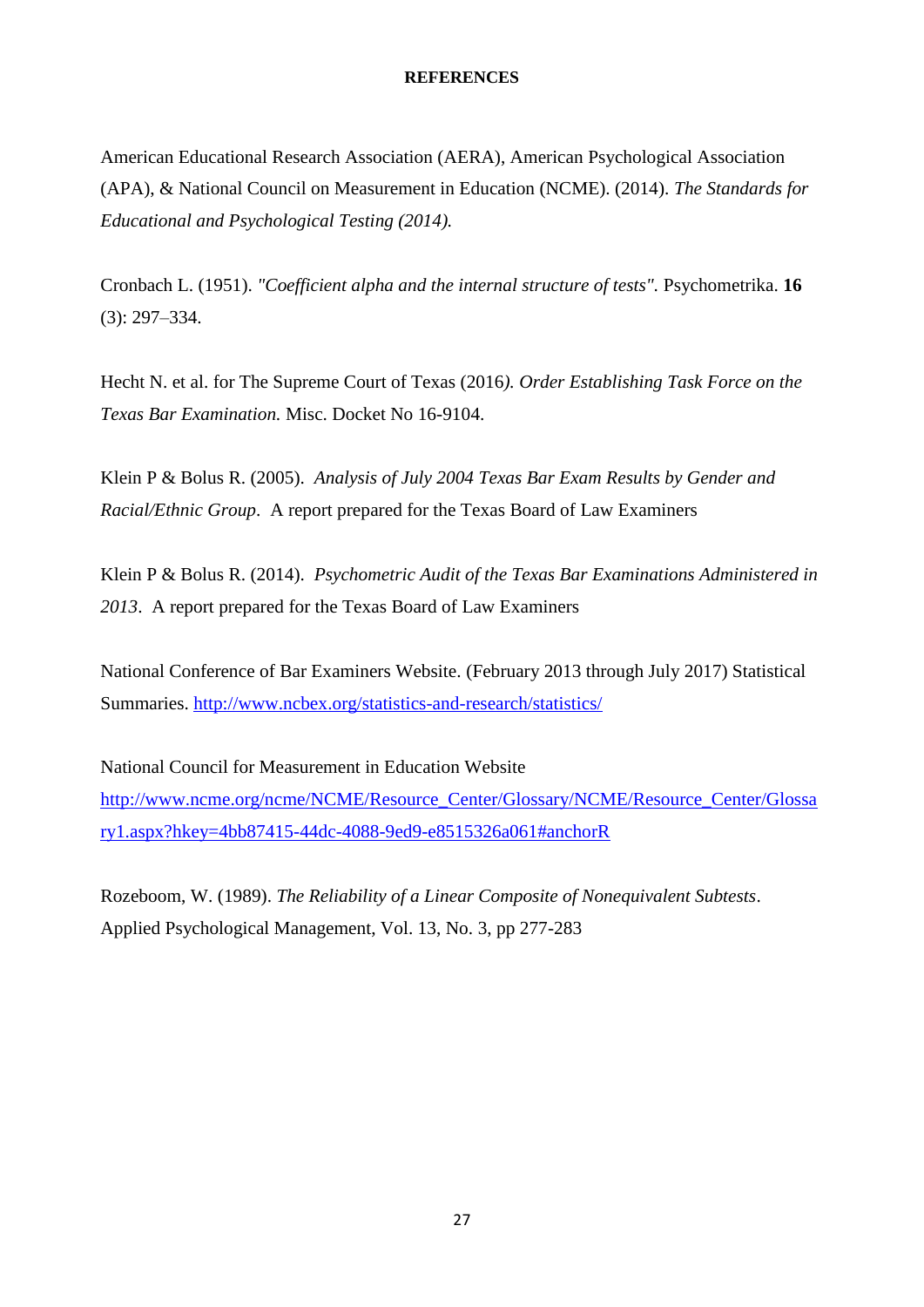# REFERENCES

American Educational Research Association (AERA), American Psychological Association (APA), & National Council on Measurement in Education (NCME). (2014). *The Standards for Educational and Psychological Testing (2014).*

Cronbach L. (1951). *"Coefficient alpha and the internal structure of tests"*. Psychometrika. **16** (3): 297–334.

Hecht N. et al. for The Supreme Court of Texas (2016*). Order Establishing Task Force on the Texas Bar Examination.* Misc. Docket No 16-9104.

Klein P & Bolus R. (2005). *Analysis of July 2004 Texas Bar Exam Results by Gender and Racial/Ethnic Group*. A report prepared for the Texas Board of Law Examiners

Klein P & Bolus R. (2014). *Psychometric Audit of the Texas Bar Examinations Administered in 2013*. A report prepared for the Texas Board of Law Examiners

National Conference of Bar Examiners Website. (February 2013 through July 2017) Statistical Summaries. http://www.ncbex.org/statistics-and-research/statistics/

National Council for Measurement in Education Website
http://www.ncme.org/ncme/NCME/Resource_Center/Glossary/NCME/Resource_Center/Glossary1.aspx?hkey=4bb87415-44dc-4088-9ed9-e8515326a061#anchorR

Rozeboom, W. (1989). *The Reliability of a Linear Composite of Nonequivalent Subtests*. Applied Psychological Management, Vol. 13, No. 3, pp 277-283